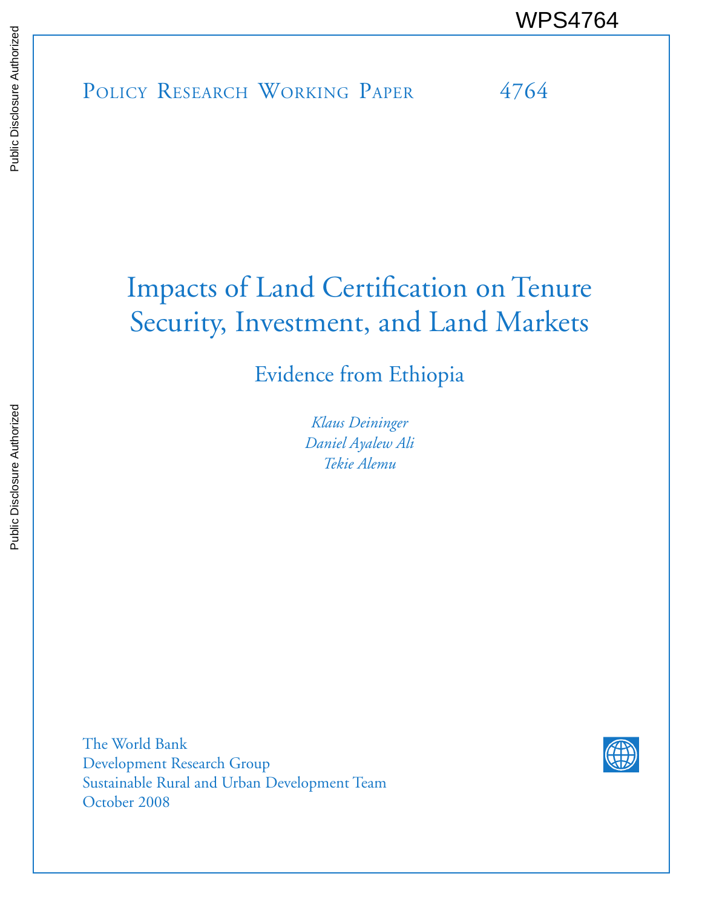WPS4764

Policy Research Working Paper 4764

# Impacts of Land Certification on Tenure Security, Investment, and Land Markets

## Evidence from Ethiopia

*Klaus Deininger*
*Daniel Ayalew Ali*
*Tekie Alemu*

The World Bank
Development Research Group
Sustainable Rural and Urban Development Team
October 2008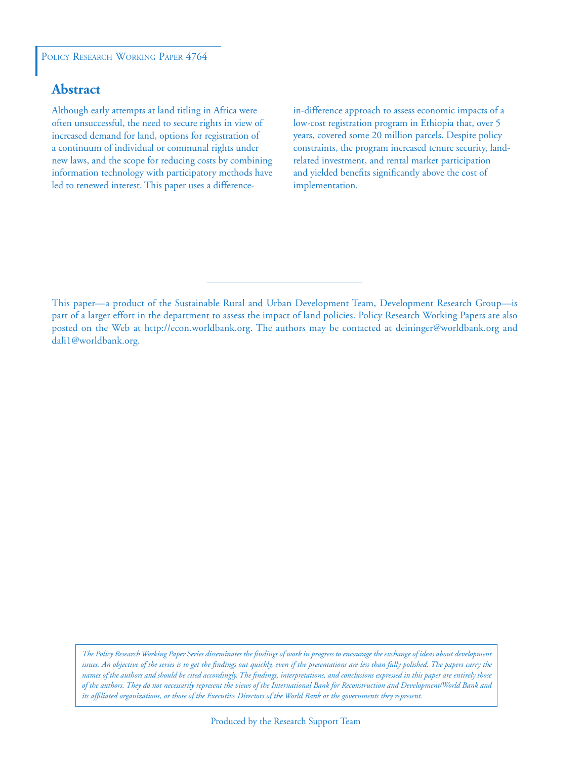Policy Research Working Paper 4764

## Abstract

Although early attempts at land titling in Africa were often unsuccessful, the need to secure rights in view of increased demand for land, options for registration of a continuum of individual or communal rights under new laws, and the scope for reducing costs by combining information technology with participatory methods have led to renewed interest. This paper uses a difference-in-difference approach to assess economic impacts of a low-cost registration program in Ethiopia that, over 5 years, covered some 20 million parcels. Despite policy constraints, the program increased tenure security, land-related investment, and rental market participation and yielded benefits significantly above the cost of implementation.

This paper—a product of the Sustainable Rural and Urban Development Team, Development Research Group—is part of a larger effort in the department to assess the impact of land policies. Policy Research Working Papers are also posted on the Web at http://econ.worldbank.org. The authors may be contacted at deininger@worldbank.org and dali1@worldbank.org.

*The Policy Research Working Paper Series disseminates the findings of work in progress to encourage the exchange of ideas about development issues. An objective of the series is to get the findings out quickly, even if the presentations are less than fully polished. The papers carry the names of the authors and should be cited accordingly. The findings, interpretations, and conclusions expressed in this paper are entirely those of the authors. They do not necessarily represent the views of the International Bank for Reconstruction and Development/World Bank and its affiliated organizations, or those of the Executive Directors of the World Bank or the governments they represent.*

Produced by the Research Support Team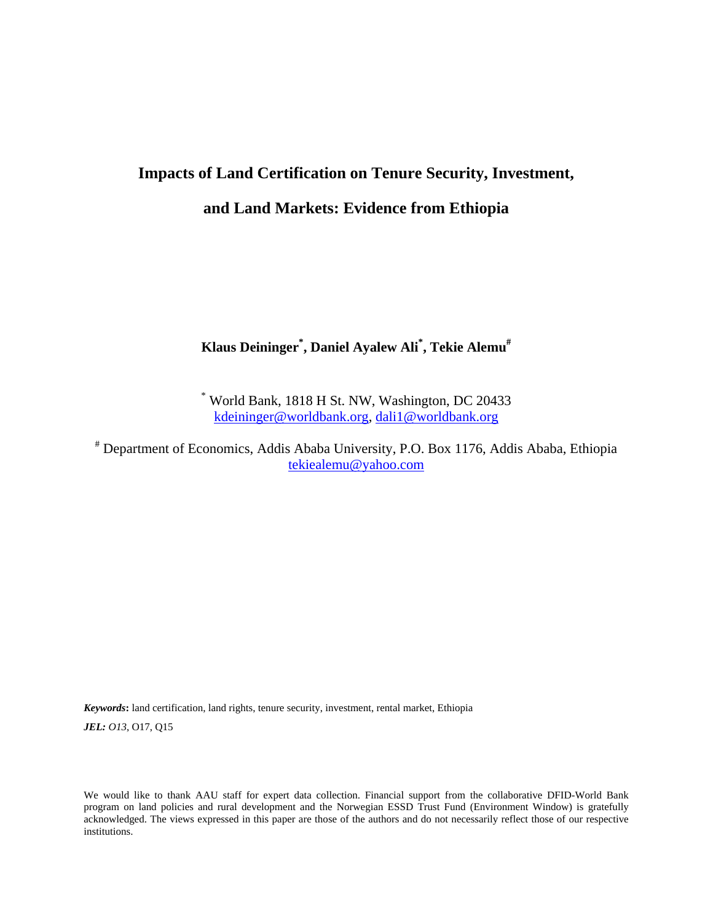# Impacts of Land Certification on Tenure Security, Investment, and Land Markets: Evidence from Ethiopia

**Klaus Deininger[*], Daniel Ayalew Ali[*], Tekie Alemu[#]**

[*] World Bank, 1818 H St. NW, Washington, DC 20433
kdeininger@worldbank.org, dali1@worldbank.org

[#] Department of Economics, Addis Ababa University, P.O. Box 1176, Addis Ababa, Ethiopia
tekiealemu@yahoo.com

***Keywords*:** land certification, land rights, tenure security, investment, rental market, Ethiopia

***JEL:*** *O13*, O17, Q15

We would like to thank AAU staff for expert data collection. Financial support from the collaborative DFID-World Bank program on land policies and rural development and the Norwegian ESSD Trust Fund (Environment Window) is gratefully acknowledged. The views expressed in this paper are those of the authors and do not necessarily reflect those of our respective institutions.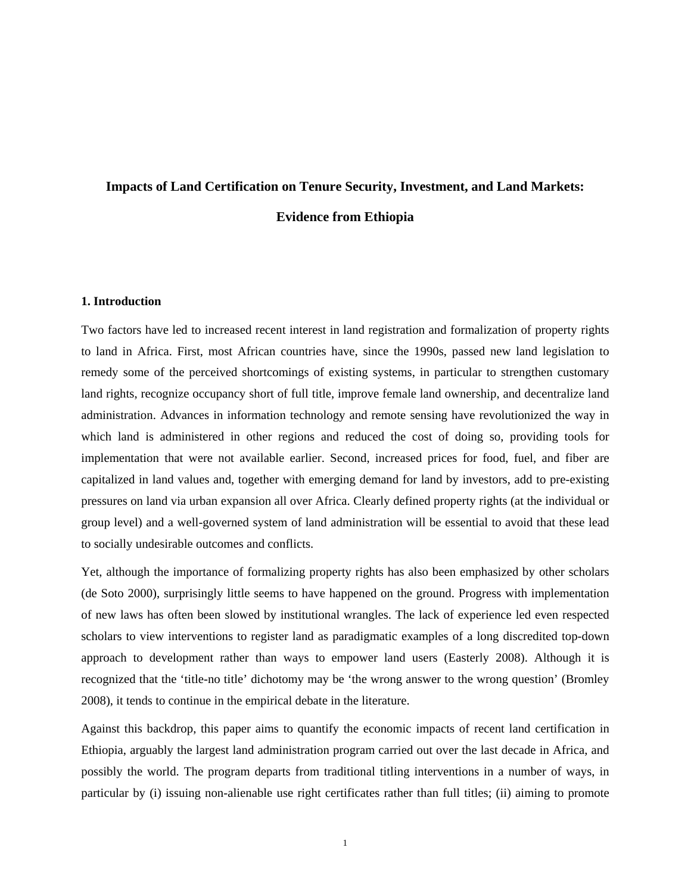# Impacts of Land Certification on Tenure Security, Investment, and Land Markets: Evidence from Ethiopia

## 1. Introduction

Two factors have led to increased recent interest in land registration and formalization of property rights to land in Africa. First, most African countries have, since the 1990s, passed new land legislation to remedy some of the perceived shortcomings of existing systems, in particular to strengthen customary land rights, recognize occupancy short of full title, improve female land ownership, and decentralize land administration. Advances in information technology and remote sensing have revolutionized the way in which land is administered in other regions and reduced the cost of doing so, providing tools for implementation that were not available earlier. Second, increased prices for food, fuel, and fiber are capitalized in land values and, together with emerging demand for land by investors, add to pre-existing pressures on land via urban expansion all over Africa. Clearly defined property rights (at the individual or group level) and a well-governed system of land administration will be essential to avoid that these lead to socially undesirable outcomes and conflicts.

Yet, although the importance of formalizing property rights has also been emphasized by other scholars (de Soto 2000), surprisingly little seems to have happened on the ground. Progress with implementation of new laws has often been slowed by institutional wrangles. The lack of experience led even respected scholars to view interventions to register land as paradigmatic examples of a long discredited top-down approach to development rather than ways to empower land users (Easterly 2008). Although it is recognized that the 'title-no title' dichotomy may be 'the wrong answer to the wrong question' (Bromley 2008), it tends to continue in the empirical debate in the literature.

Against this backdrop, this paper aims to quantify the economic impacts of recent land certification in Ethiopia, arguably the largest land administration program carried out over the last decade in Africa, and possibly the world. The program departs from traditional titling interventions in a number of ways, in particular by (i) issuing non-alienable use right certificates rather than full titles; (ii) aiming to promote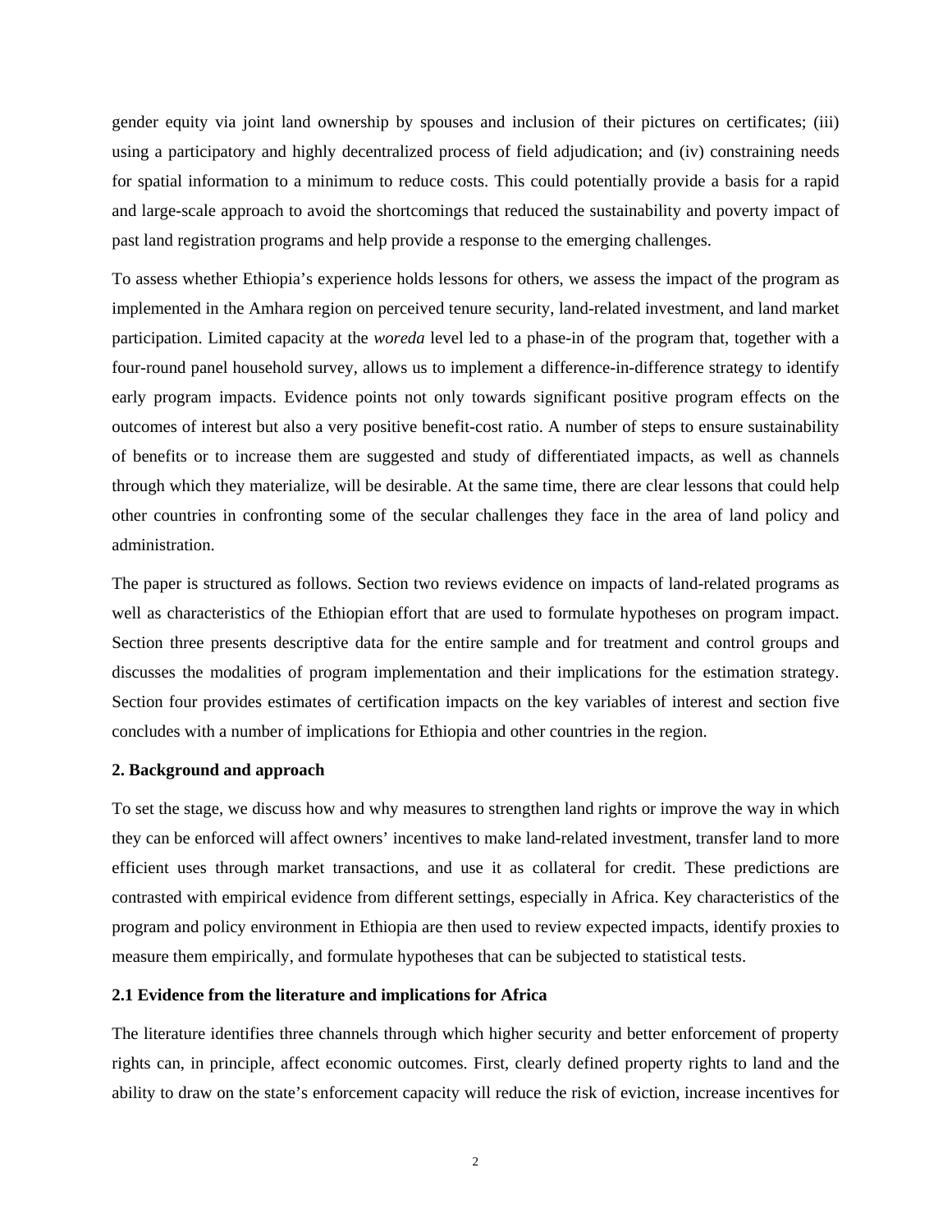gender equity via joint land ownership by spouses and inclusion of their pictures on certificates; (iii) using a participatory and highly decentralized process of field adjudication; and (iv) constraining needs for spatial information to a minimum to reduce costs. This could potentially provide a basis for a rapid and large-scale approach to avoid the shortcomings that reduced the sustainability and poverty impact of past land registration programs and help provide a response to the emerging challenges.

To assess whether Ethiopia's experience holds lessons for others, we assess the impact of the program as implemented in the Amhara region on perceived tenure security, land-related investment, and land market participation. Limited capacity at the *woreda* level led to a phase-in of the program that, together with a four-round panel household survey, allows us to implement a difference-in-difference strategy to identify early program impacts. Evidence points not only towards significant positive program effects on the outcomes of interest but also a very positive benefit-cost ratio. A number of steps to ensure sustainability of benefits or to increase them are suggested and study of differentiated impacts, as well as channels through which they materialize, will be desirable. At the same time, there are clear lessons that could help other countries in confronting some of the secular challenges they face in the area of land policy and administration.

The paper is structured as follows. Section two reviews evidence on impacts of land-related programs as well as characteristics of the Ethiopian effort that are used to formulate hypotheses on program impact. Section three presents descriptive data for the entire sample and for treatment and control groups and discusses the modalities of program implementation and their implications for the estimation strategy. Section four provides estimates of certification impacts on the key variables of interest and section five concludes with a number of implications for Ethiopia and other countries in the region.

## 2. Background and approach

To set the stage, we discuss how and why measures to strengthen land rights or improve the way in which they can be enforced will affect owners' incentives to make land-related investment, transfer land to more efficient uses through market transactions, and use it as collateral for credit. These predictions are contrasted with empirical evidence from different settings, especially in Africa. Key characteristics of the program and policy environment in Ethiopia are then used to review expected impacts, identify proxies to measure them empirically, and formulate hypotheses that can be subjected to statistical tests.

### 2.1 Evidence from the literature and implications for Africa

The literature identifies three channels through which higher security and better enforcement of property rights can, in principle, affect economic outcomes. First, clearly defined property rights to land and the ability to draw on the state's enforcement capacity will reduce the risk of eviction, increase incentives for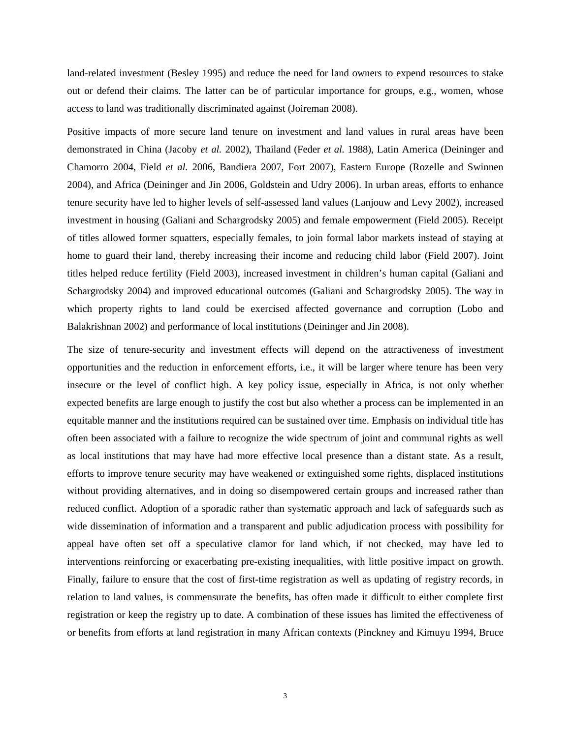land-related investment (Besley 1995) and reduce the need for land owners to expend resources to stake out or defend their claims. The latter can be of particular importance for groups, e.g., women, whose access to land was traditionally discriminated against (Joireman 2008).

Positive impacts of more secure land tenure on investment and land values in rural areas have been demonstrated in China (Jacoby *et al.* 2002), Thailand (Feder *et al.* 1988), Latin America (Deininger and Chamorro 2004, Field *et al.* 2006, Bandiera 2007, Fort 2007), Eastern Europe (Rozelle and Swinnen 2004), and Africa (Deininger and Jin 2006, Goldstein and Udry 2006). In urban areas, efforts to enhance tenure security have led to higher levels of self-assessed land values (Lanjouw and Levy 2002), increased investment in housing (Galiani and Schargrodsky 2005) and female empowerment (Field 2005). Receipt of titles allowed former squatters, especially females, to join formal labor markets instead of staying at home to guard their land, thereby increasing their income and reducing child labor (Field 2007). Joint titles helped reduce fertility (Field 2003), increased investment in children's human capital (Galiani and Schargrodsky 2004) and improved educational outcomes (Galiani and Schargrodsky 2005). The way in which property rights to land could be exercised affected governance and corruption (Lobo and Balakrishnan 2002) and performance of local institutions (Deininger and Jin 2008).

The size of tenure-security and investment effects will depend on the attractiveness of investment opportunities and the reduction in enforcement efforts, i.e., it will be larger where tenure has been very insecure or the level of conflict high. A key policy issue, especially in Africa, is not only whether expected benefits are large enough to justify the cost but also whether a process can be implemented in an equitable manner and the institutions required can be sustained over time. Emphasis on individual title has often been associated with a failure to recognize the wide spectrum of joint and communal rights as well as local institutions that may have had more effective local presence than a distant state. As a result, efforts to improve tenure security may have weakened or extinguished some rights, displaced institutions without providing alternatives, and in doing so disempowered certain groups and increased rather than reduced conflict. Adoption of a sporadic rather than systematic approach and lack of safeguards such as wide dissemination of information and a transparent and public adjudication process with possibility for appeal have often set off a speculative clamor for land which, if not checked, may have led to interventions reinforcing or exacerbating pre-existing inequalities, with little positive impact on growth. Finally, failure to ensure that the cost of first-time registration as well as updating of registry records, in relation to land values, is commensurate the benefits, has often made it difficult to either complete first registration or keep the registry up to date. A combination of these issues has limited the effectiveness of or benefits from efforts at land registration in many African contexts (Pinckney and Kimuyu 1994, Bruce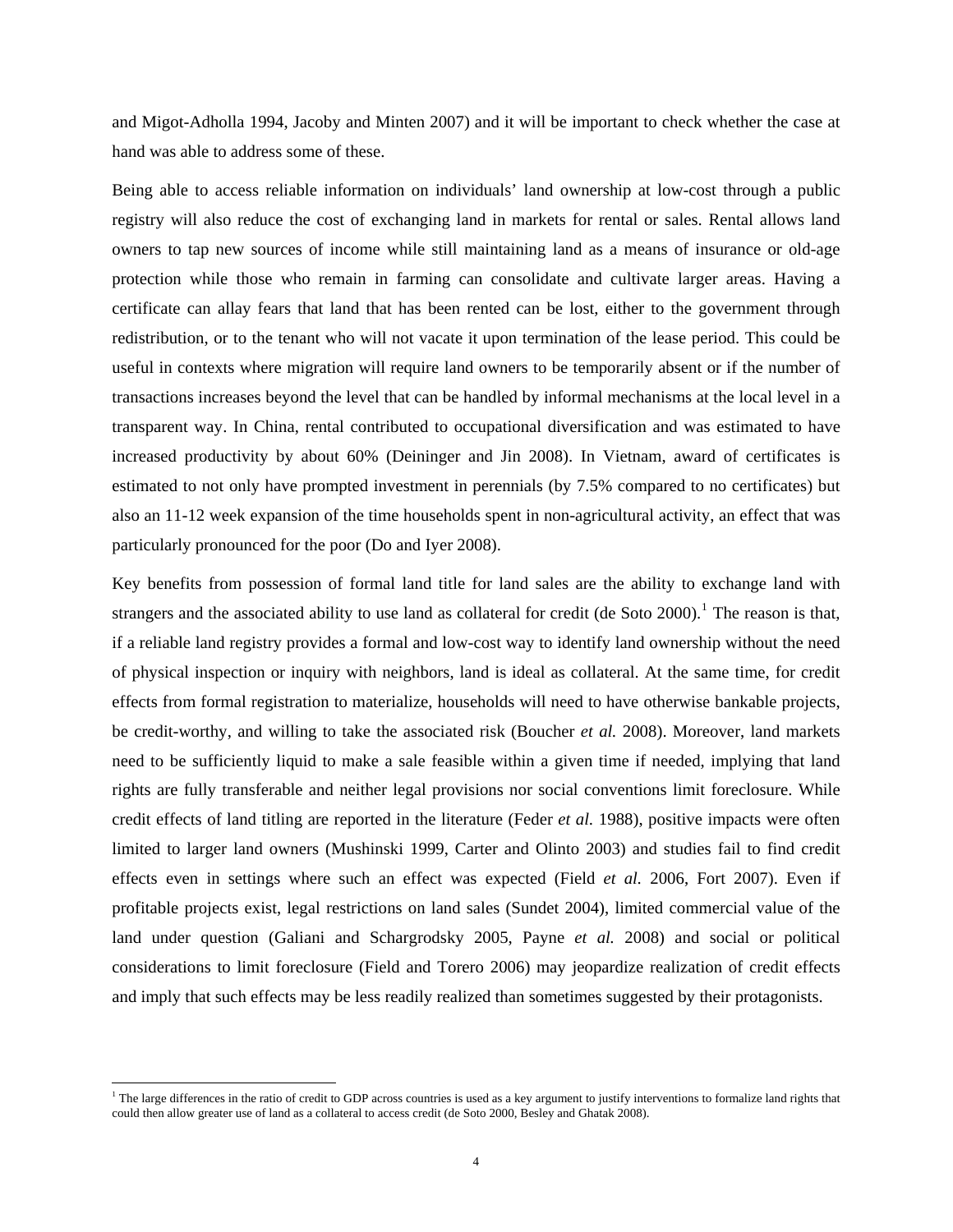and Migot-Adholla 1994, Jacoby and Minten 2007) and it will be important to check whether the case at hand was able to address some of these.

Being able to access reliable information on individuals' land ownership at low-cost through a public registry will also reduce the cost of exchanging land in markets for rental or sales. Rental allows land owners to tap new sources of income while still maintaining land as a means of insurance or old-age protection while those who remain in farming can consolidate and cultivate larger areas. Having a certificate can allay fears that land that has been rented can be lost, either to the government through redistribution, or to the tenant who will not vacate it upon termination of the lease period. This could be useful in contexts where migration will require land owners to be temporarily absent or if the number of transactions increases beyond the level that can be handled by informal mechanisms at the local level in a transparent way. In China, rental contributed to occupational diversification and was estimated to have increased productivity by about 60% (Deininger and Jin 2008). In Vietnam, award of certificates is estimated to not only have prompted investment in perennials (by 7.5% compared to no certificates) but also an 11-12 week expansion of the time households spent in non-agricultural activity, an effect that was particularly pronounced for the poor (Do and Iyer 2008).

Key benefits from possession of formal land title for land sales are the ability to exchange land with strangers and the associated ability to use land as collateral for credit (de Soto 2000).[1] The reason is that, if a reliable land registry provides a formal and low-cost way to identify land ownership without the need of physical inspection or inquiry with neighbors, land is ideal as collateral. At the same time, for credit effects from formal registration to materialize, households will need to have otherwise bankable projects, be credit-worthy, and willing to take the associated risk (Boucher *et al.* 2008). Moreover, land markets need to be sufficiently liquid to make a sale feasible within a given time if needed, implying that land rights are fully transferable and neither legal provisions nor social conventions limit foreclosure. While credit effects of land titling are reported in the literature (Feder *et al.* 1988), positive impacts were often limited to larger land owners (Mushinski 1999, Carter and Olinto 2003) and studies fail to find credit effects even in settings where such an effect was expected (Field *et al.* 2006, Fort 2007). Even if profitable projects exist, legal restrictions on land sales (Sundet 2004), limited commercial value of the land under question (Galiani and Schargrodsky 2005, Payne *et al.* 2008) and social or political considerations to limit foreclosure (Field and Torero 2006) may jeopardize realization of credit effects and imply that such effects may be less readily realized than sometimes suggested by their protagonists.

[1] The large differences in the ratio of credit to GDP across countries is used as a key argument to justify interventions to formalize land rights that could then allow greater use of land as a collateral to access credit (de Soto 2000, Besley and Ghatak 2008).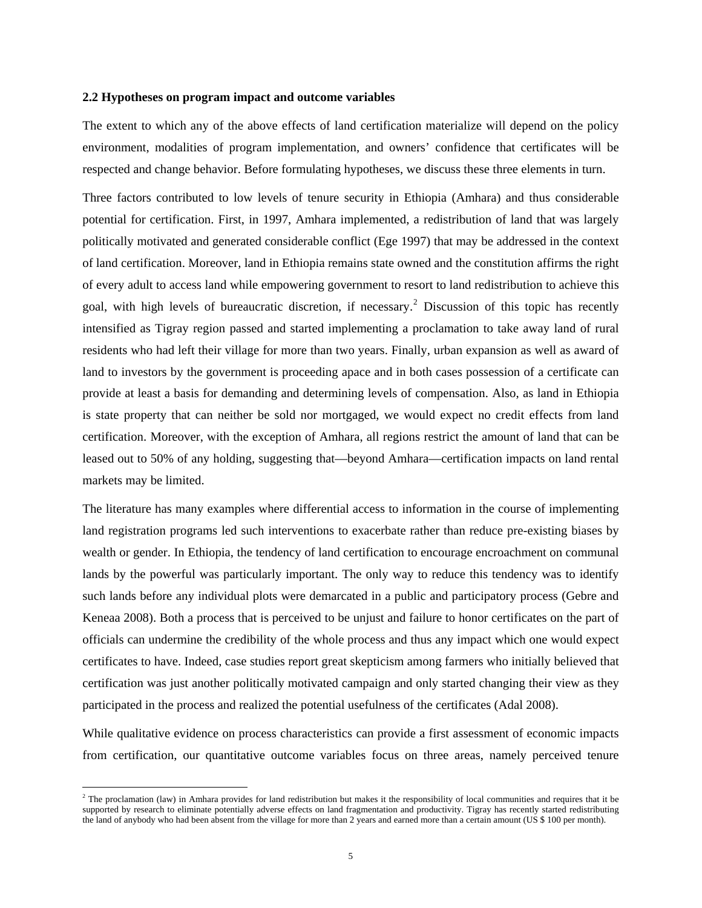### 2.2 Hypotheses on program impact and outcome variables

The extent to which any of the above effects of land certification materialize will depend on the policy environment, modalities of program implementation, and owners' confidence that certificates will be respected and change behavior. Before formulating hypotheses, we discuss these three elements in turn.

Three factors contributed to low levels of tenure security in Ethiopia (Amhara) and thus considerable potential for certification. First, in 1997, Amhara implemented, a redistribution of land that was largely politically motivated and generated considerable conflict (Ege 1997) that may be addressed in the context of land certification. Moreover, land in Ethiopia remains state owned and the constitution affirms the right of every adult to access land while empowering government to resort to land redistribution to achieve this goal, with high levels of bureaucratic discretion, if necessary.[2] Discussion of this topic has recently intensified as Tigray region passed and started implementing a proclamation to take away land of rural residents who had left their village for more than two years. Finally, urban expansion as well as award of land to investors by the government is proceeding apace and in both cases possession of a certificate can provide at least a basis for demanding and determining levels of compensation. Also, as land in Ethiopia is state property that can neither be sold nor mortgaged, we would expect no credit effects from land certification. Moreover, with the exception of Amhara, all regions restrict the amount of land that can be leased out to 50% of any holding, suggesting that—beyond Amhara—certification impacts on land rental markets may be limited.

The literature has many examples where differential access to information in the course of implementing land registration programs led such interventions to exacerbate rather than reduce pre-existing biases by wealth or gender. In Ethiopia, the tendency of land certification to encourage encroachment on communal lands by the powerful was particularly important. The only way to reduce this tendency was to identify such lands before any individual plots were demarcated in a public and participatory process (Gebre and Keneaa 2008). Both a process that is perceived to be unjust and failure to honor certificates on the part of officials can undermine the credibility of the whole process and thus any impact which one would expect certificates to have. Indeed, case studies report great skepticism among farmers who initially believed that certification was just another politically motivated campaign and only started changing their view as they participated in the process and realized the potential usefulness of the certificates (Adal 2008).

While qualitative evidence on process characteristics can provide a first assessment of economic impacts from certification, our quantitative outcome variables focus on three areas, namely perceived tenure

[2] The proclamation (law) in Amhara provides for land redistribution but makes it the responsibility of local communities and requires that it be supported by research to eliminate potentially adverse effects on land fragmentation and productivity. Tigray has recently started redistributing the land of anybody who had been absent from the village for more than 2 years and earned more than a certain amount (US $ 100 per month).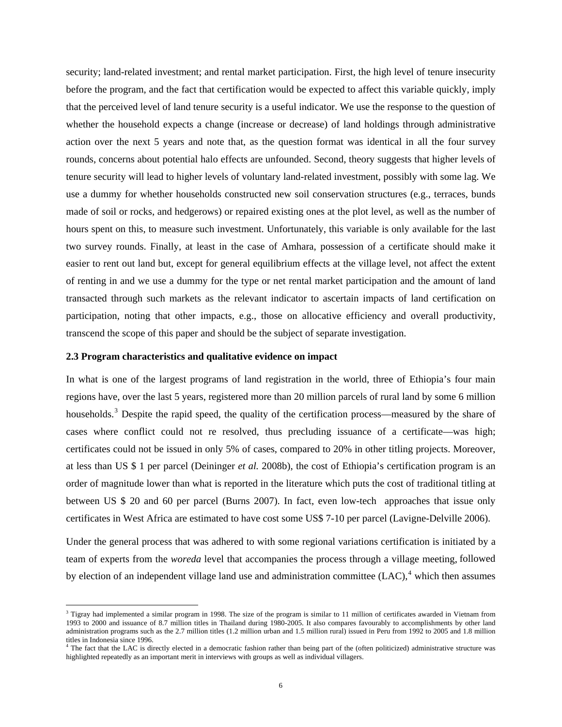security; land-related investment; and rental market participation. First, the high level of tenure insecurity before the program, and the fact that certification would be expected to affect this variable quickly, imply that the perceived level of land tenure security is a useful indicator. We use the response to the question of whether the household expects a change (increase or decrease) of land holdings through administrative action over the next 5 years and note that, as the question format was identical in all the four survey rounds, concerns about potential halo effects are unfounded. Second, theory suggests that higher levels of tenure security will lead to higher levels of voluntary land-related investment, possibly with some lag. We use a dummy for whether households constructed new soil conservation structures (e.g., terraces, bunds made of soil or rocks, and hedgerows) or repaired existing ones at the plot level, as well as the number of hours spent on this, to measure such investment. Unfortunately, this variable is only available for the last two survey rounds. Finally, at least in the case of Amhara, possession of a certificate should make it easier to rent out land but, except for general equilibrium effects at the village level, not affect the extent of renting in and we use a dummy for the type or net rental market participation and the amount of land transacted through such markets as the relevant indicator to ascertain impacts of land certification on participation, noting that other impacts, e.g., those on allocative efficiency and overall productivity, transcend the scope of this paper and should be the subject of separate investigation.

### 2.3 Program characteristics and qualitative evidence on impact

In what is one of the largest programs of land registration in the world, three of Ethiopia's four main regions have, over the last 5 years, registered more than 20 million parcels of rural land by some 6 million households.[3] Despite the rapid speed, the quality of the certification process—measured by the share of cases where conflict could not re resolved, thus precluding issuance of a certificate—was high; certificates could not be issued in only 5% of cases, compared to 20% in other titling projects. Moreover, at less than US $ 1 per parcel (Deininger *et al.* 2008b), the cost of Ethiopia's certification program is an order of magnitude lower than what is reported in the literature which puts the cost of traditional titling at between US $ 20 and 60 per parcel (Burns 2007). In fact, even low-tech approaches that issue only certificates in West Africa are estimated to have cost some US$ 7-10 per parcel (Lavigne-Delville 2006).

Under the general process that was adhered to with some regional variations certification is initiated by a team of experts from the *woreda* level that accompanies the process through a village meeting, followed by election of an independent village land use and administration committee (LAC),[4] which then assumes

[3] Tigray had implemented a similar program in 1998. The size of the program is similar to 11 million of certificates awarded in Vietnam from 1993 to 2000 and issuance of 8.7 million titles in Thailand during 1980-2005. It also compares favourably to accomplishments by other land administration programs such as the 2.7 million titles (1.2 million urban and 1.5 million rural) issued in Peru from 1992 to 2005 and 1.8 million titles in Indonesia since 1996.

[4] The fact that the LAC is directly elected in a democratic fashion rather than being part of the (often politicized) administrative structure was highlighted repeatedly as an important merit in interviews with groups as well as individual villagers.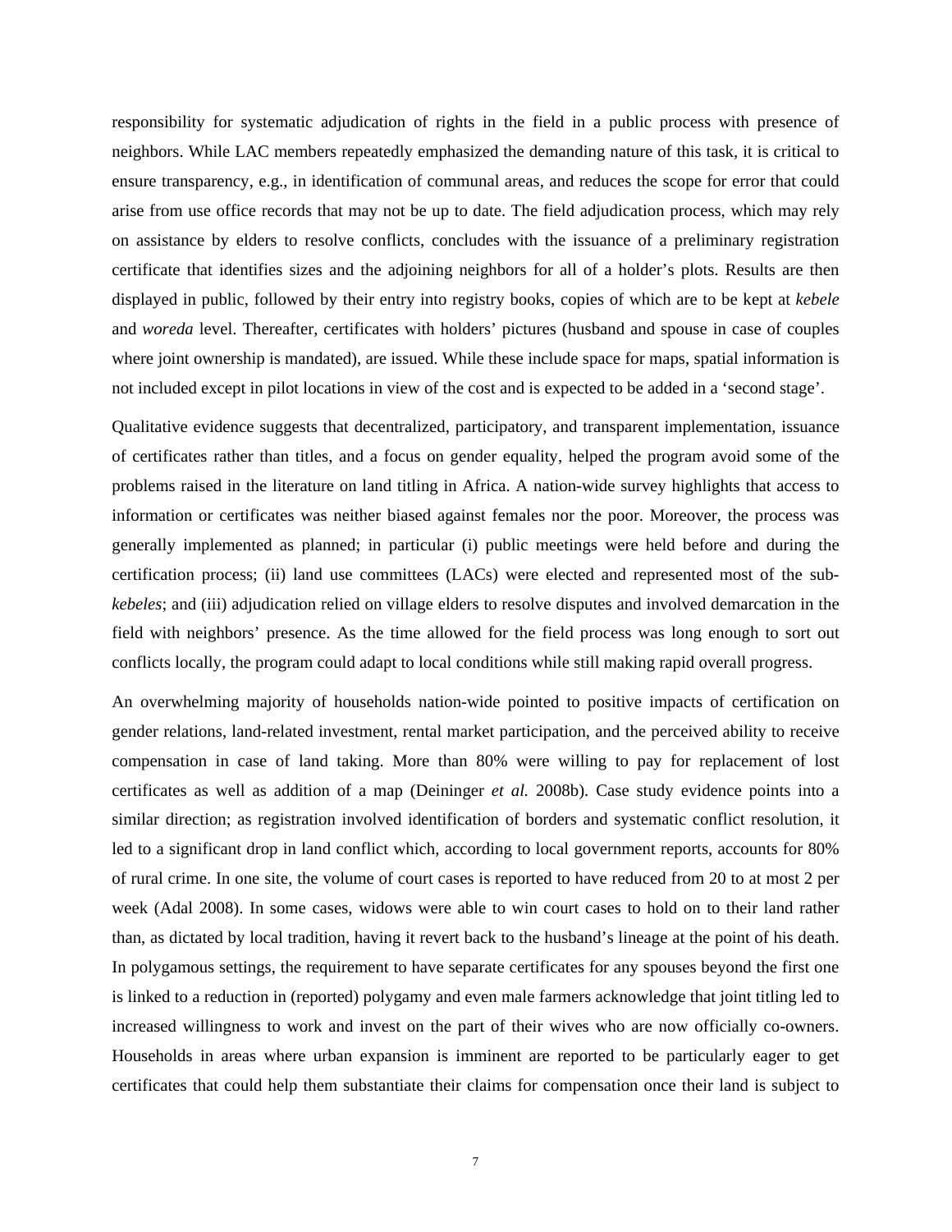responsibility for systematic adjudication of rights in the field in a public process with presence of neighbors. While LAC members repeatedly emphasized the demanding nature of this task, it is critical to ensure transparency, e.g., in identification of communal areas, and reduces the scope for error that could arise from use office records that may not be up to date. The field adjudication process, which may rely on assistance by elders to resolve conflicts, concludes with the issuance of a preliminary registration certificate that identifies sizes and the adjoining neighbors for all of a holder's plots. Results are then displayed in public, followed by their entry into registry books, copies of which are to be kept at *kebele* and *woreda* level. Thereafter, certificates with holders' pictures (husband and spouse in case of couples where joint ownership is mandated), are issued. While these include space for maps, spatial information is not included except in pilot locations in view of the cost and is expected to be added in a 'second stage'.

Qualitative evidence suggests that decentralized, participatory, and transparent implementation, issuance of certificates rather than titles, and a focus on gender equality, helped the program avoid some of the problems raised in the literature on land titling in Africa. A nation-wide survey highlights that access to information or certificates was neither biased against females nor the poor. Moreover, the process was generally implemented as planned; in particular (i) public meetings were held before and during the certification process; (ii) land use committees (LACs) were elected and represented most of the sub-*kebeles*; and (iii) adjudication relied on village elders to resolve disputes and involved demarcation in the field with neighbors' presence. As the time allowed for the field process was long enough to sort out conflicts locally, the program could adapt to local conditions while still making rapid overall progress.

An overwhelming majority of households nation-wide pointed to positive impacts of certification on gender relations, land-related investment, rental market participation, and the perceived ability to receive compensation in case of land taking. More than 80% were willing to pay for replacement of lost certificates as well as addition of a map (Deininger *et al.* 2008b). Case study evidence points into a similar direction; as registration involved identification of borders and systematic conflict resolution, it led to a significant drop in land conflict which, according to local government reports, accounts for 80% of rural crime. In one site, the volume of court cases is reported to have reduced from 20 to at most 2 per week (Adal 2008). In some cases, widows were able to win court cases to hold on to their land rather than, as dictated by local tradition, having it revert back to the husband's lineage at the point of his death. In polygamous settings, the requirement to have separate certificates for any spouses beyond the first one is linked to a reduction in (reported) polygamy and even male farmers acknowledge that joint titling led to increased willingness to work and invest on the part of their wives who are now officially co-owners. Households in areas where urban expansion is imminent are reported to be particularly eager to get certificates that could help them substantiate their claims for compensation once their land is subject to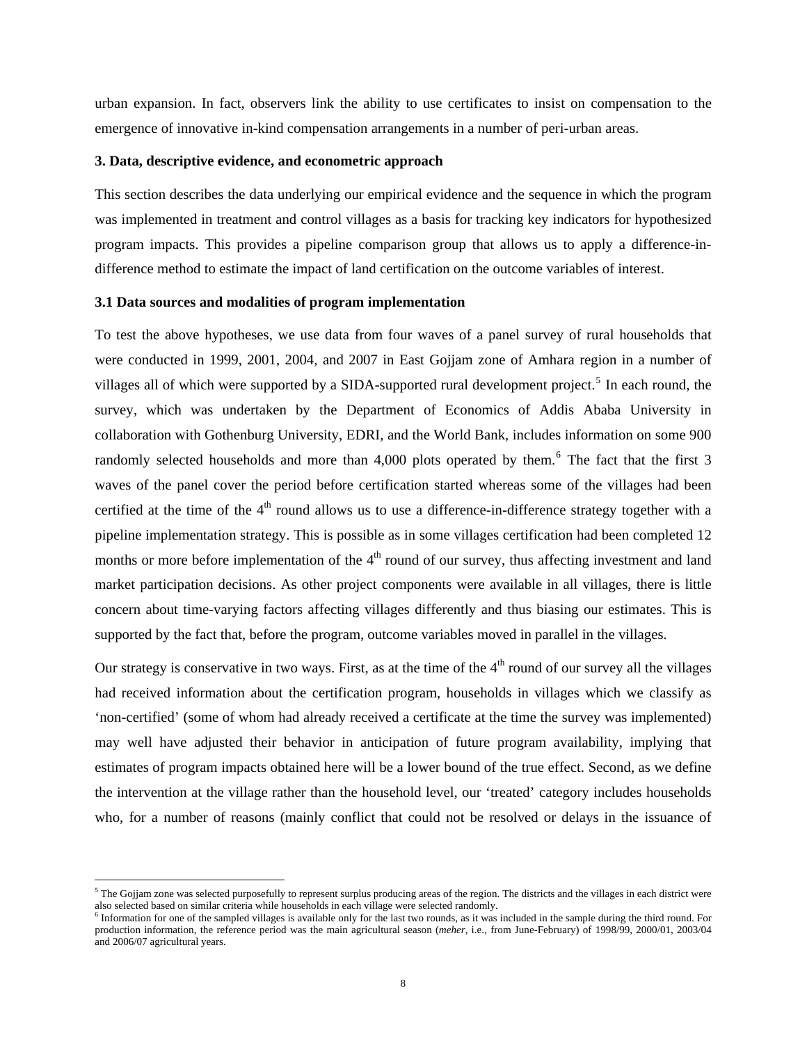urban expansion. In fact, observers link the ability to use certificates to insist on compensation to the emergence of innovative in-kind compensation arrangements in a number of peri-urban areas.

### 3. Data, descriptive evidence, and econometric approach

This section describes the data underlying our empirical evidence and the sequence in which the program was implemented in treatment and control villages as a basis for tracking key indicators for hypothesized program impacts. This provides a pipeline comparison group that allows us to apply a difference-in-difference method to estimate the impact of land certification on the outcome variables of interest.

### 3.1 Data sources and modalities of program implementation

To test the above hypotheses, we use data from four waves of a panel survey of rural households that were conducted in 1999, 2001, 2004, and 2007 in East Gojjam zone of Amhara region in a number of villages all of which were supported by a SIDA-supported rural development project.[5] In each round, the survey, which was undertaken by the Department of Economics of Addis Ababa University in collaboration with Gothenburg University, EDRI, and the World Bank, includes information on some 900 randomly selected households and more than 4,000 plots operated by them.[6] The fact that the first 3 waves of the panel cover the period before certification started whereas some of the villages had been certified at the time of the 4th round allows us to use a difference-in-difference strategy together with a pipeline implementation strategy. This is possible as in some villages certification had been completed 12 months or more before implementation of the 4th round of our survey, thus affecting investment and land market participation decisions. As other project components were available in all villages, there is little concern about time-varying factors affecting villages differently and thus biasing our estimates. This is supported by the fact that, before the program, outcome variables moved in parallel in the villages.

Our strategy is conservative in two ways. First, as at the time of the 4th round of our survey all the villages had received information about the certification program, households in villages which we classify as 'non-certified' (some of whom had already received a certificate at the time the survey was implemented) may well have adjusted their behavior in anticipation of future program availability, implying that estimates of program impacts obtained here will be a lower bound of the true effect. Second, as we define the intervention at the village rather than the household level, our 'treated' category includes households who, for a number of reasons (mainly conflict that could not be resolved or delays in the issuance of

---

[5] The Gojjam zone was selected purposefully to represent surplus producing areas of the region. The districts and the villages in each district were also selected based on similar criteria while households in each village were selected randomly.

[6] Information for one of the sampled villages is available only for the last two rounds, as it was included in the sample during the third round. For production information, the reference period was the main agricultural season (*meher*, i.e., from June-February) of 1998/99, 2000/01, 2003/04 and 2006/07 agricultural years.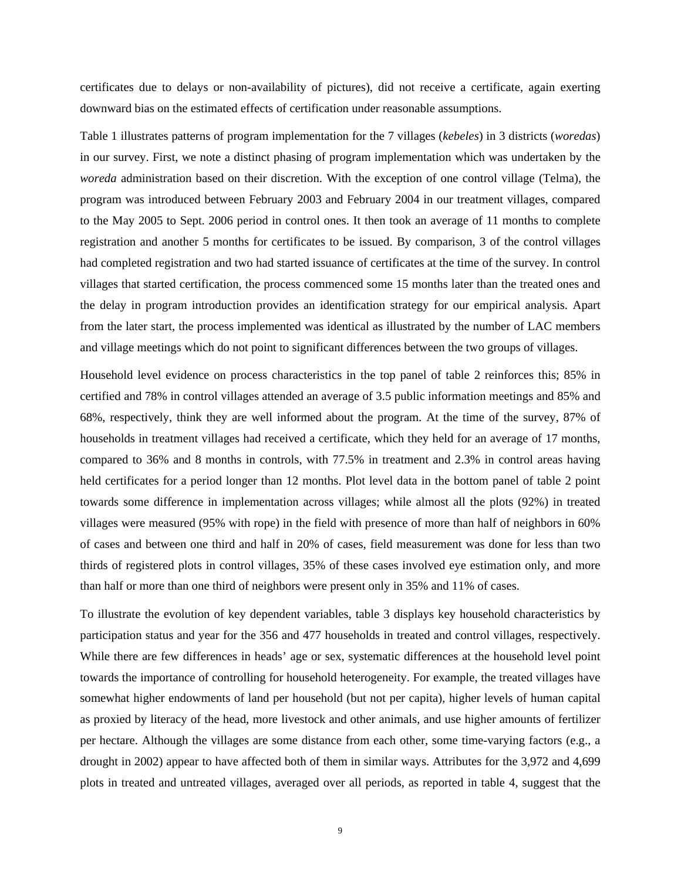certificates due to delays or non-availability of pictures), did not receive a certificate, again exerting downward bias on the estimated effects of certification under reasonable assumptions.

Table 1 illustrates patterns of program implementation for the 7 villages (*kebeles*) in 3 districts (*woredas*) in our survey. First, we note a distinct phasing of program implementation which was undertaken by the *woreda* administration based on their discretion. With the exception of one control village (Telma), the program was introduced between February 2003 and February 2004 in our treatment villages, compared to the May 2005 to Sept. 2006 period in control ones. It then took an average of 11 months to complete registration and another 5 months for certificates to be issued. By comparison, 3 of the control villages had completed registration and two had started issuance of certificates at the time of the survey. In control villages that started certification, the process commenced some 15 months later than the treated ones and the delay in program introduction provides an identification strategy for our empirical analysis. Apart from the later start, the process implemented was identical as illustrated by the number of LAC members and village meetings which do not point to significant differences between the two groups of villages.

Household level evidence on process characteristics in the top panel of table 2 reinforces this; 85% in certified and 78% in control villages attended an average of 3.5 public information meetings and 85% and 68%, respectively, think they are well informed about the program. At the time of the survey, 87% of households in treatment villages had received a certificate, which they held for an average of 17 months, compared to 36% and 8 months in controls, with 77.5% in treatment and 2.3% in control areas having held certificates for a period longer than 12 months. Plot level data in the bottom panel of table 2 point towards some difference in implementation across villages; while almost all the plots (92%) in treated villages were measured (95% with rope) in the field with presence of more than half of neighbors in 60% of cases and between one third and half in 20% of cases, field measurement was done for less than two thirds of registered plots in control villages, 35% of these cases involved eye estimation only, and more than half or more than one third of neighbors were present only in 35% and 11% of cases.

To illustrate the evolution of key dependent variables, table 3 displays key household characteristics by participation status and year for the 356 and 477 households in treated and control villages, respectively. While there are few differences in heads' age or sex, systematic differences at the household level point towards the importance of controlling for household heterogeneity. For example, the treated villages have somewhat higher endowments of land per household (but not per capita), higher levels of human capital as proxied by literacy of the head, more livestock and other animals, and use higher amounts of fertilizer per hectare. Although the villages are some distance from each other, some time-varying factors (e.g., a drought in 2002) appear to have affected both of them in similar ways. Attributes for the 3,972 and 4,699 plots in treated and untreated villages, averaged over all periods, as reported in table 4, suggest that the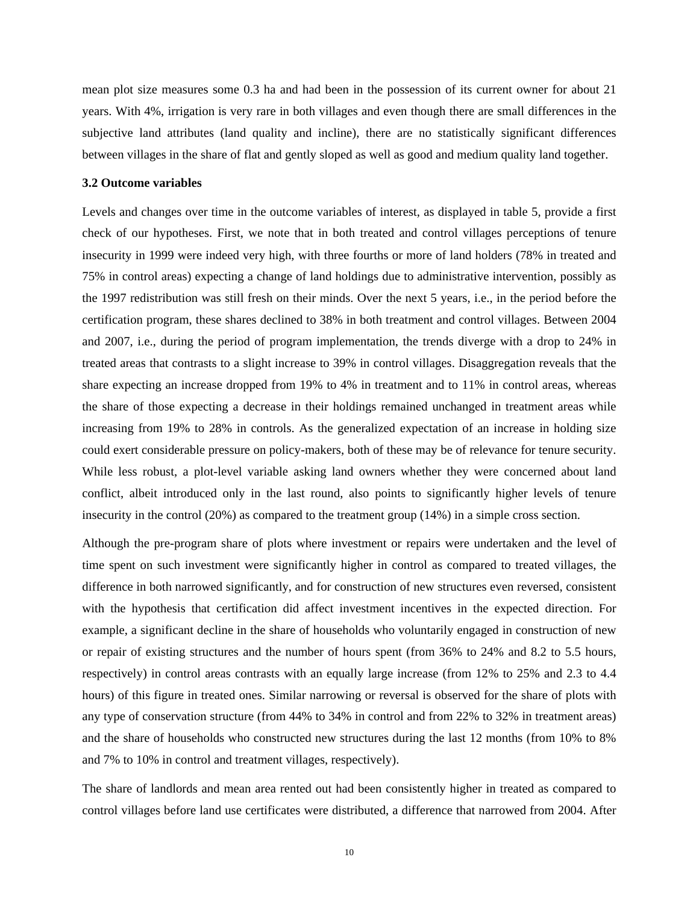mean plot size measures some 0.3 ha and had been in the possession of its current owner for about 21 years. With 4%, irrigation is very rare in both villages and even though there are small differences in the subjective land attributes (land quality and incline), there are no statistically significant differences between villages in the share of flat and gently sloped as well as good and medium quality land together.

### 3.2 Outcome variables

Levels and changes over time in the outcome variables of interest, as displayed in table 5, provide a first check of our hypotheses. First, we note that in both treated and control villages perceptions of tenure insecurity in 1999 were indeed very high, with three fourths or more of land holders (78% in treated and 75% in control areas) expecting a change of land holdings due to administrative intervention, possibly as the 1997 redistribution was still fresh on their minds. Over the next 5 years, i.e., in the period before the certification program, these shares declined to 38% in both treatment and control villages. Between 2004 and 2007, i.e., during the period of program implementation, the trends diverge with a drop to 24% in treated areas that contrasts to a slight increase to 39% in control villages. Disaggregation reveals that the share expecting an increase dropped from 19% to 4% in treatment and to 11% in control areas, whereas the share of those expecting a decrease in their holdings remained unchanged in treatment areas while increasing from 19% to 28% in controls. As the generalized expectation of an increase in holding size could exert considerable pressure on policy-makers, both of these may be of relevance for tenure security. While less robust, a plot-level variable asking land owners whether they were concerned about land conflict, albeit introduced only in the last round, also points to significantly higher levels of tenure insecurity in the control (20%) as compared to the treatment group (14%) in a simple cross section.

Although the pre-program share of plots where investment or repairs were undertaken and the level of time spent on such investment were significantly higher in control as compared to treated villages, the difference in both narrowed significantly, and for construction of new structures even reversed, consistent with the hypothesis that certification did affect investment incentives in the expected direction. For example, a significant decline in the share of households who voluntarily engaged in construction of new or repair of existing structures and the number of hours spent (from 36% to 24% and 8.2 to 5.5 hours, respectively) in control areas contrasts with an equally large increase (from 12% to 25% and 2.3 to 4.4 hours) of this figure in treated ones. Similar narrowing or reversal is observed for the share of plots with any type of conservation structure (from 44% to 34% in control and from 22% to 32% in treatment areas) and the share of households who constructed new structures during the last 12 months (from 10% to 8% and 7% to 10% in control and treatment villages, respectively).

The share of landlords and mean area rented out had been consistently higher in treated as compared to control villages before land use certificates were distributed, a difference that narrowed from 2004. After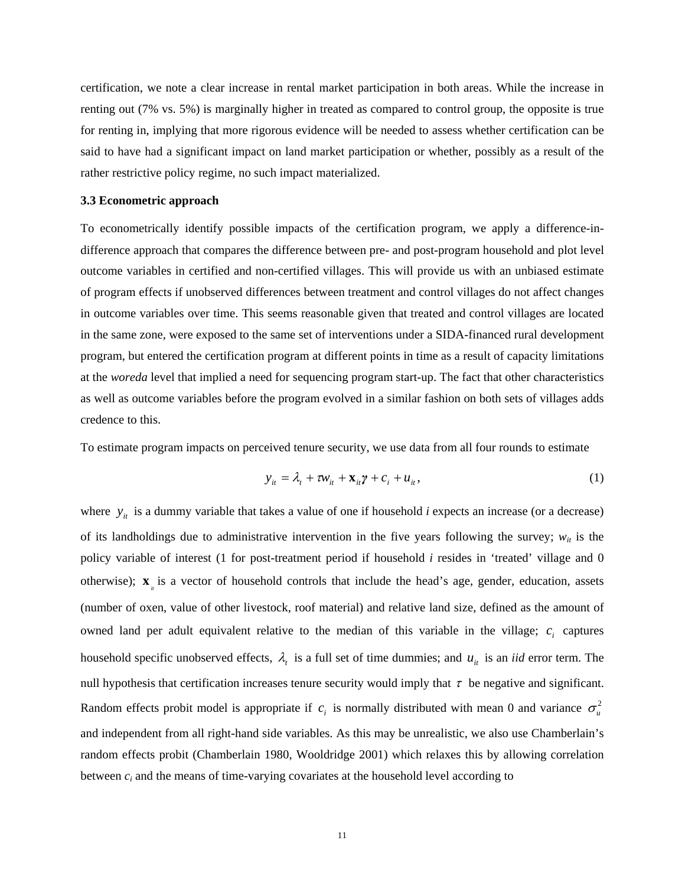certification, we note a clear increase in rental market participation in both areas. While the increase in renting out (7% vs. 5%) is marginally higher in treated as compared to control group, the opposite is true for renting in, implying that more rigorous evidence will be needed to assess whether certification can be said to have had a significant impact on land market participation or whether, possibly as a result of the rather restrictive policy regime, no such impact materialized.

### 3.3 Econometric approach

To econometrically identify possible impacts of the certification program, we apply a difference-in-difference approach that compares the difference between pre- and post-program household and plot level outcome variables in certified and non-certified villages. This will provide us with an unbiased estimate of program effects if unobserved differences between treatment and control villages do not affect changes in outcome variables over time. This seems reasonable given that treated and control villages are located in the same zone, were exposed to the same set of interventions under a SIDA-financed rural development program, but entered the certification program at different points in time as a result of capacity limitations at the *woreda* level that implied a need for sequencing program start-up. The fact that other characteristics as well as outcome variables before the program evolved in a similar fashion on both sets of villages adds credence to this.

To estimate program impacts on perceived tenure security, we use data from all four rounds to estimate

$$y_{it} = \lambda_t + \tau w_{it} + \mathbf{x}_{it}\gamma + c_i + u_{it}, \tag{1}$$

where $y_{it}$ is a dummy variable that takes a value of one if household *i* expects an increase (or a decrease) of its landholdings due to administrative intervention in the five years following the survey; $w_{it}$ is the policy variable of interest (1 for post-treatment period if household *i* resides in 'treated' village and 0 otherwise); $\mathbf{x}_{it}$ is a vector of household controls that include the head's age, gender, education, assets (number of oxen, value of other livestock, roof material) and relative land size, defined as the amount of owned land per adult equivalent relative to the median of this variable in the village; $c_i$ captures household specific unobserved effects, $\lambda_t$ is a full set of time dummies; and $u_{it}$ is an *iid* error term. The null hypothesis that certification increases tenure security would imply that $\tau$ be negative and significant. Random effects probit model is appropriate if $c_i$ is normally distributed with mean 0 and variance $\sigma_u^2$ and independent from all right-hand side variables. As this may be unrealistic, we also use Chamberlain's random effects probit (Chamberlain 1980, Wooldridge 2001) which relaxes this by allowing correlation between $c_i$ and the means of time-varying covariates at the household level according to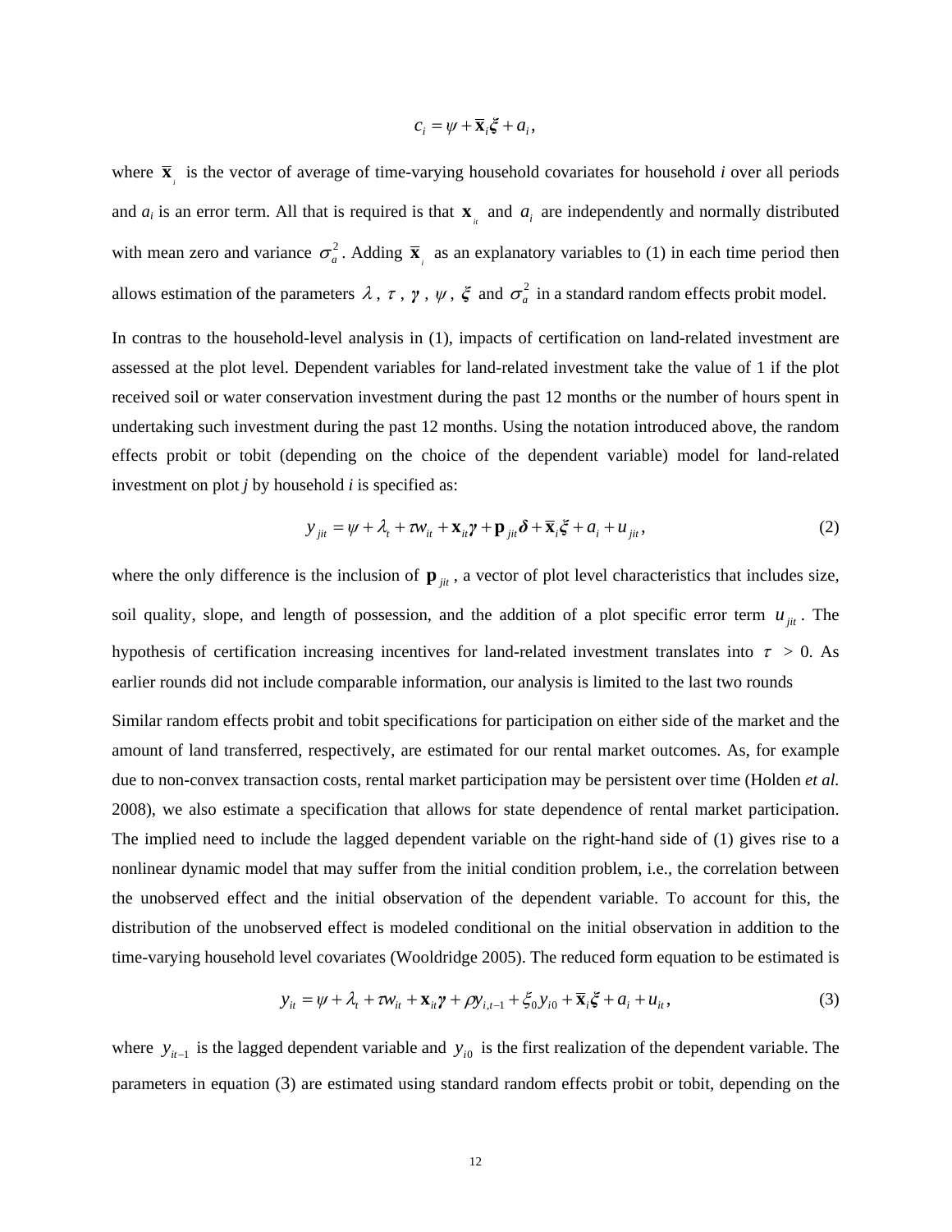$$c_i = \psi + \bar{\mathbf{x}}_i \boldsymbol{\xi} + a_i,$$

where $\bar{\mathbf{x}}_i$ is the vector of average of time-varying household covariates for household *i* over all periods and $a_i$ is an error term. All that is required is that $\mathbf{x}_{it}$ and $a_i$ are independently and normally distributed with mean zero and variance $\sigma_a^2$. Adding $\bar{\mathbf{x}}_i$ as an explanatory variables to (1) in each time period then allows estimation of the parameters $\lambda$, $\tau$, $\boldsymbol{\gamma}$, $\psi$, $\boldsymbol{\xi}$ and $\sigma_a^2$ in a standard random effects probit model.

In contras to the household-level analysis in (1), impacts of certification on land-related investment are assessed at the plot level. Dependent variables for land-related investment take the value of 1 if the plot received soil or water conservation investment during the past 12 months or the number of hours spent in undertaking such investment during the past 12 months. Using the notation introduced above, the random effects probit or tobit (depending on the choice of the dependent variable) model for land-related investment on plot *j* by household *i* is specified as:

$$y_{jit} = \psi + \lambda_t + \tau w_{it} + \mathbf{x}_{it}\boldsymbol{\gamma} + \mathbf{p}_{jit}\boldsymbol{\delta} + \bar{\mathbf{x}}_i\boldsymbol{\xi} + a_i + u_{jit}, \tag{2}$$

where the only difference is the inclusion of $\mathbf{p}_{jit}$, a vector of plot level characteristics that includes size, soil quality, slope, and length of possession, and the addition of a plot specific error term $u_{jit}$. The hypothesis of certification increasing incentives for land-related investment translates into $\tau > 0$. As earlier rounds did not include comparable information, our analysis is limited to the last two rounds

Similar random effects probit and tobit specifications for participation on either side of the market and the amount of land transferred, respectively, are estimated for our rental market outcomes. As, for example due to non-convex transaction costs, rental market participation may be persistent over time (Holden *et al.* 2008), we also estimate a specification that allows for state dependence of rental market participation. The implied need to include the lagged dependent variable on the right-hand side of (1) gives rise to a nonlinear dynamic model that may suffer from the initial condition problem, i.e., the correlation between the unobserved effect and the initial observation of the dependent variable. To account for this, the distribution of the unobserved effect is modeled conditional on the initial observation in addition to the time-varying household level covariates (Wooldridge 2005). The reduced form equation to be estimated is

$$y_{it} = \psi + \lambda_t + \tau w_{it} + \mathbf{x}_{it}\boldsymbol{\gamma} + \rho y_{i,t-1} + \xi_0 y_{i0} + \bar{\mathbf{x}}_i\boldsymbol{\xi} + a_i + u_{it}, \tag{3}$$

where $y_{it-1}$ is the lagged dependent variable and $y_{i0}$ is the first realization of the dependent variable. The parameters in equation (3) are estimated using standard random effects probit or tobit, depending on the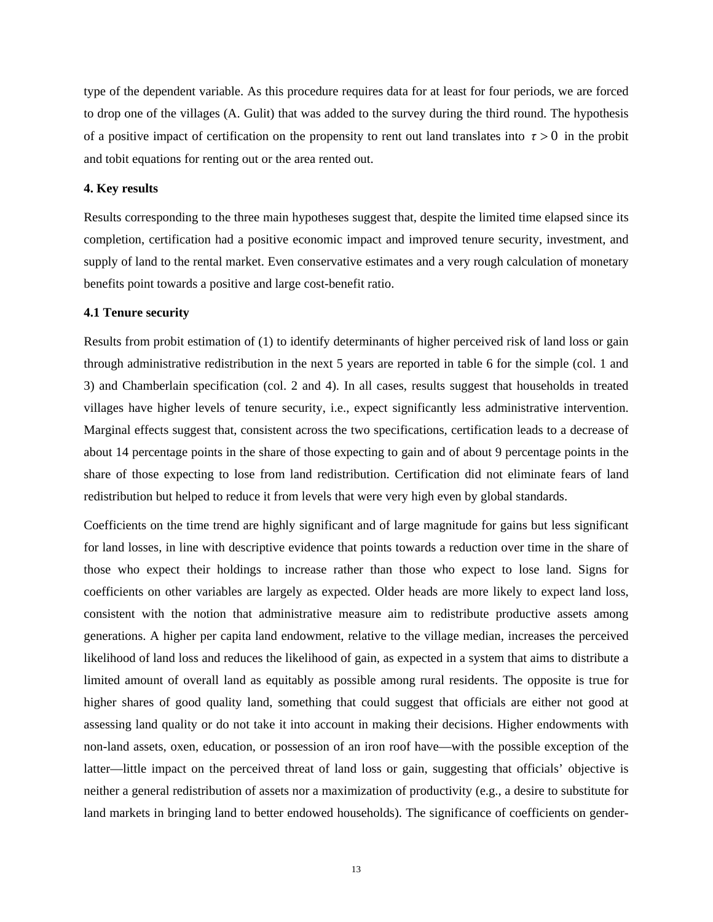type of the dependent variable. As this procedure requires data for at least for four periods, we are forced to drop one of the villages (A. Gulit) that was added to the survey during the third round. The hypothesis of a positive impact of certification on the propensity to rent out land translates into $\tau > 0$ in the probit and tobit equations for renting out or the area rented out.

## 4. Key results

Results corresponding to the three main hypotheses suggest that, despite the limited time elapsed since its completion, certification had a positive economic impact and improved tenure security, investment, and supply of land to the rental market. Even conservative estimates and a very rough calculation of monetary benefits point towards a positive and large cost-benefit ratio.

### 4.1 Tenure security

Results from probit estimation of (1) to identify determinants of higher perceived risk of land loss or gain through administrative redistribution in the next 5 years are reported in table 6 for the simple (col. 1 and 3) and Chamberlain specification (col. 2 and 4). In all cases, results suggest that households in treated villages have higher levels of tenure security, i.e., expect significantly less administrative intervention. Marginal effects suggest that, consistent across the two specifications, certification leads to a decrease of about 14 percentage points in the share of those expecting to gain and of about 9 percentage points in the share of those expecting to lose from land redistribution. Certification did not eliminate fears of land redistribution but helped to reduce it from levels that were very high even by global standards.

Coefficients on the time trend are highly significant and of large magnitude for gains but less significant for land losses, in line with descriptive evidence that points towards a reduction over time in the share of those who expect their holdings to increase rather than those who expect to lose land. Signs for coefficients on other variables are largely as expected. Older heads are more likely to expect land loss, consistent with the notion that administrative measure aim to redistribute productive assets among generations. A higher per capita land endowment, relative to the village median, increases the perceived likelihood of land loss and reduces the likelihood of gain, as expected in a system that aims to distribute a limited amount of overall land as equitably as possible among rural residents. The opposite is true for higher shares of good quality land, something that could suggest that officials are either not good at assessing land quality or do not take it into account in making their decisions. Higher endowments with non-land assets, oxen, education, or possession of an iron roof have—with the possible exception of the latter—little impact on the perceived threat of land loss or gain, suggesting that officials' objective is neither a general redistribution of assets nor a maximization of productivity (e.g., a desire to substitute for land markets in bringing land to better endowed households). The significance of coefficients on gender-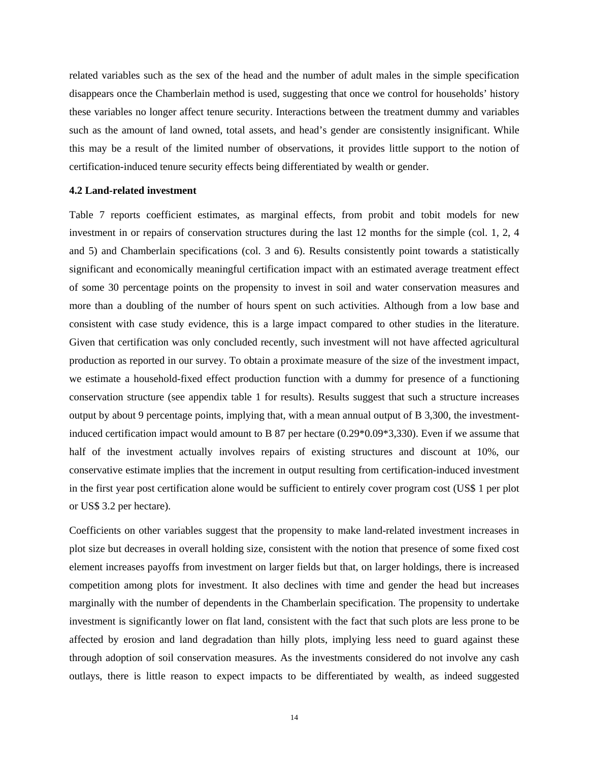related variables such as the sex of the head and the number of adult males in the simple specification disappears once the Chamberlain method is used, suggesting that once we control for households' history these variables no longer affect tenure security. Interactions between the treatment dummy and variables such as the amount of land owned, total assets, and head's gender are consistently insignificant. While this may be a result of the limited number of observations, it provides little support to the notion of certification-induced tenure security effects being differentiated by wealth or gender.

**4.2 Land-related investment**

Table 7 reports coefficient estimates, as marginal effects, from probit and tobit models for new investment in or repairs of conservation structures during the last 12 months for the simple (col. 1, 2, 4 and 5) and Chamberlain specifications (col. 3 and 6). Results consistently point towards a statistically significant and economically meaningful certification impact with an estimated average treatment effect of some 30 percentage points on the propensity to invest in soil and water conservation measures and more than a doubling of the number of hours spent on such activities. Although from a low base and consistent with case study evidence, this is a large impact compared to other studies in the literature. Given that certification was only concluded recently, such investment will not have affected agricultural production as reported in our survey. To obtain a proximate measure of the size of the investment impact, we estimate a household-fixed effect production function with a dummy for presence of a functioning conservation structure (see appendix table 1 for results). Results suggest that such a structure increases output by about 9 percentage points, implying that, with a mean annual output of B 3,300, the investment-induced certification impact would amount to B 87 per hectare (0.29*0.09*3,330). Even if we assume that half of the investment actually involves repairs of existing structures and discount at 10%, our conservative estimate implies that the increment in output resulting from certification-induced investment in the first year post certification alone would be sufficient to entirely cover program cost (US$ 1 per plot or US$ 3.2 per hectare).

Coefficients on other variables suggest that the propensity to make land-related investment increases in plot size but decreases in overall holding size, consistent with the notion that presence of some fixed cost element increases payoffs from investment on larger fields but that, on larger holdings, there is increased competition among plots for investment. It also declines with time and gender the head but increases marginally with the number of dependents in the Chamberlain specification. The propensity to undertake investment is significantly lower on flat land, consistent with the fact that such plots are less prone to be affected by erosion and land degradation than hilly plots, implying less need to guard against these through adoption of soil conservation measures. As the investments considered do not involve any cash outlays, there is little reason to expect impacts to be differentiated by wealth, as indeed suggested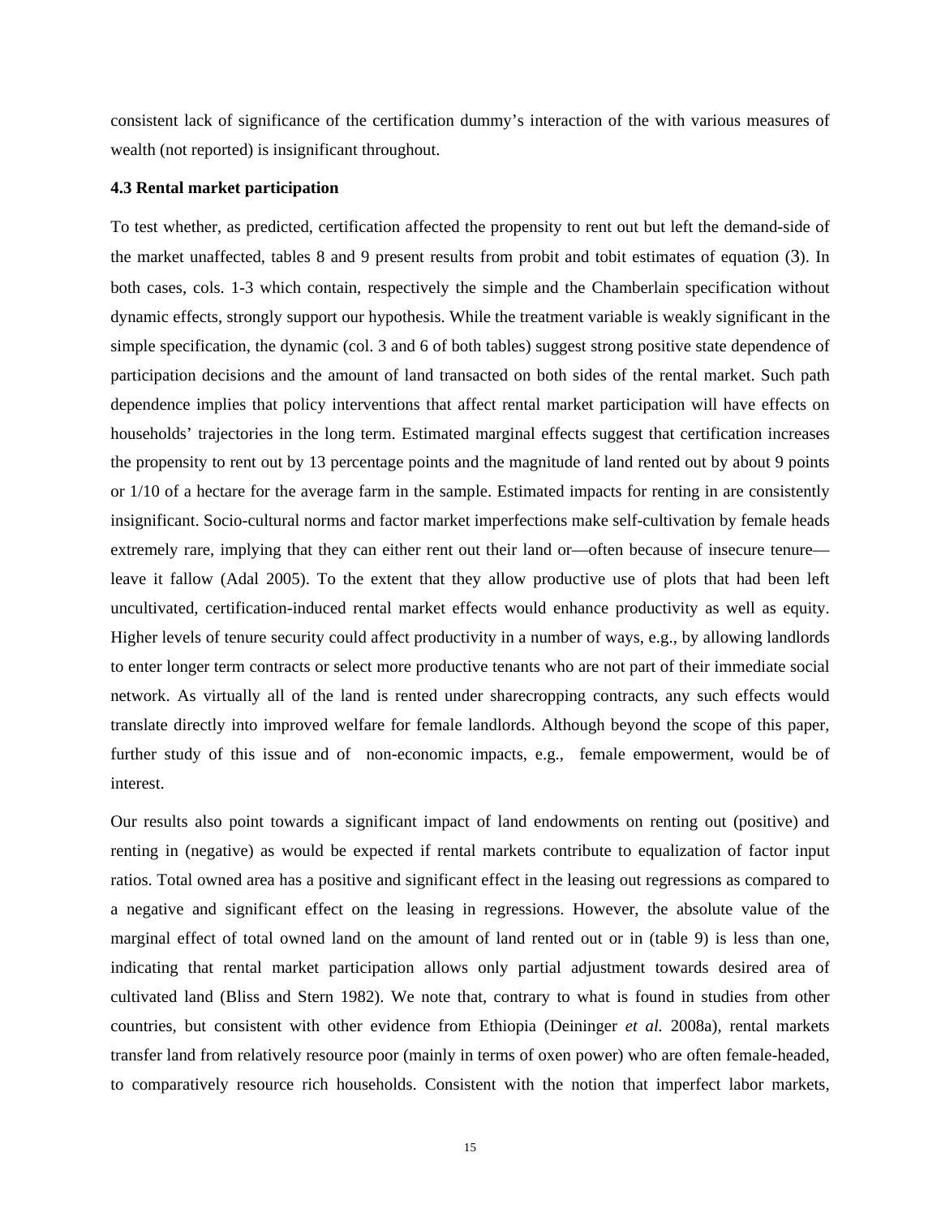consistent lack of significance of the certification dummy's interaction of the with various measures of wealth (not reported) is insignificant throughout.

### 4.3 Rental market participation

To test whether, as predicted, certification affected the propensity to rent out but left the demand-side of the market unaffected, tables 8 and 9 present results from probit and tobit estimates of equation (3). In both cases, cols. 1-3 which contain, respectively the simple and the Chamberlain specification without dynamic effects, strongly support our hypothesis. While the treatment variable is weakly significant in the simple specification, the dynamic (col. 3 and 6 of both tables) suggest strong positive state dependence of participation decisions and the amount of land transacted on both sides of the rental market. Such path dependence implies that policy interventions that affect rental market participation will have effects on households' trajectories in the long term. Estimated marginal effects suggest that certification increases the propensity to rent out by 13 percentage points and the magnitude of land rented out by about 9 points or 1/10 of a hectare for the average farm in the sample. Estimated impacts for renting in are consistently insignificant. Socio-cultural norms and factor market imperfections make self-cultivation by female heads extremely rare, implying that they can either rent out their land or—often because of insecure tenure—leave it fallow (Adal 2005). To the extent that they allow productive use of plots that had been left uncultivated, certification-induced rental market effects would enhance productivity as well as equity. Higher levels of tenure security could affect productivity in a number of ways, e.g., by allowing landlords to enter longer term contracts or select more productive tenants who are not part of their immediate social network. As virtually all of the land is rented under sharecropping contracts, any such effects would translate directly into improved welfare for female landlords. Although beyond the scope of this paper, further study of this issue and of non-economic impacts, e.g., female empowerment, would be of interest.

Our results also point towards a significant impact of land endowments on renting out (positive) and renting in (negative) as would be expected if rental markets contribute to equalization of factor input ratios. Total owned area has a positive and significant effect in the leasing out regressions as compared to a negative and significant effect on the leasing in regressions. However, the absolute value of the marginal effect of total owned land on the amount of land rented out or in (table 9) is less than one, indicating that rental market participation allows only partial adjustment towards desired area of cultivated land (Bliss and Stern 1982). We note that, contrary to what is found in studies from other countries, but consistent with other evidence from Ethiopia (Deininger *et al.* 2008a), rental markets transfer land from relatively resource poor (mainly in terms of oxen power) who are often female-headed, to comparatively resource rich households. Consistent with the notion that imperfect labor markets,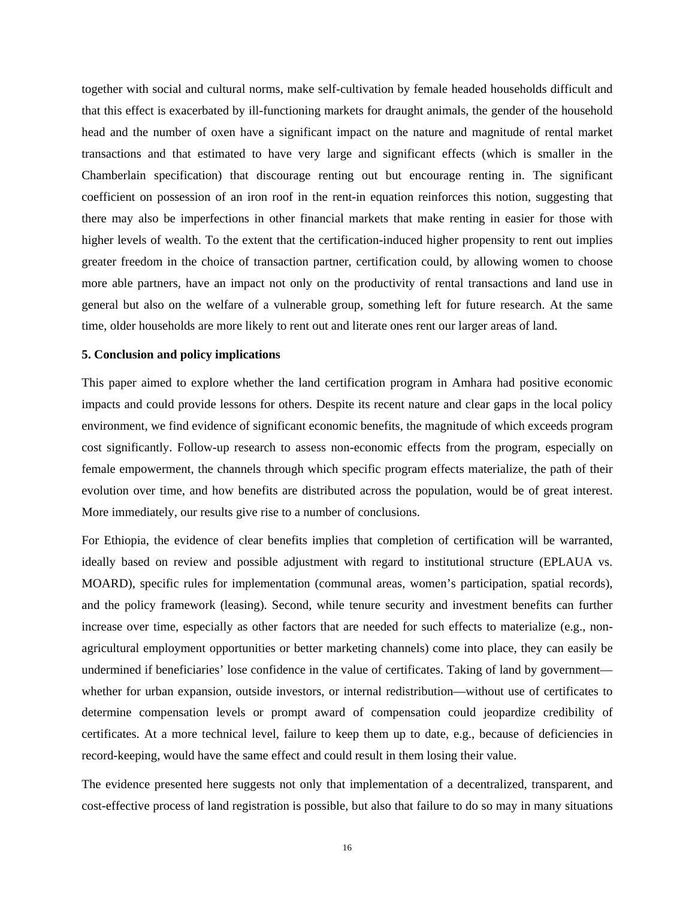together with social and cultural norms, make self-cultivation by female headed households difficult and that this effect is exacerbated by ill-functioning markets for draught animals, the gender of the household head and the number of oxen have a significant impact on the nature and magnitude of rental market transactions and that estimated to have very large and significant effects (which is smaller in the Chamberlain specification) that discourage renting out but encourage renting in. The significant coefficient on possession of an iron roof in the rent-in equation reinforces this notion, suggesting that there may also be imperfections in other financial markets that make renting in easier for those with higher levels of wealth. To the extent that the certification-induced higher propensity to rent out implies greater freedom in the choice of transaction partner, certification could, by allowing women to choose more able partners, have an impact not only on the productivity of rental transactions and land use in general but also on the welfare of a vulnerable group, something left for future research. At the same time, older households are more likely to rent out and literate ones rent our larger areas of land.

## 5. Conclusion and policy implications

This paper aimed to explore whether the land certification program in Amhara had positive economic impacts and could provide lessons for others. Despite its recent nature and clear gaps in the local policy environment, we find evidence of significant economic benefits, the magnitude of which exceeds program cost significantly. Follow-up research to assess non-economic effects from the program, especially on female empowerment, the channels through which specific program effects materialize, the path of their evolution over time, and how benefits are distributed across the population, would be of great interest. More immediately, our results give rise to a number of conclusions.

For Ethiopia, the evidence of clear benefits implies that completion of certification will be warranted, ideally based on review and possible adjustment with regard to institutional structure (EPLAUA vs. MOARD), specific rules for implementation (communal areas, women's participation, spatial records), and the policy framework (leasing). Second, while tenure security and investment benefits can further increase over time, especially as other factors that are needed for such effects to materialize (e.g., non-agricultural employment opportunities or better marketing channels) come into place, they can easily be undermined if beneficiaries' lose confidence in the value of certificates. Taking of land by government—whether for urban expansion, outside investors, or internal redistribution—without use of certificates to determine compensation levels or prompt award of compensation could jeopardize credibility of certificates. At a more technical level, failure to keep them up to date, e.g., because of deficiencies in record-keeping, would have the same effect and could result in them losing their value.

The evidence presented here suggests not only that implementation of a decentralized, transparent, and cost-effective process of land registration is possible, but also that failure to do so may in many situations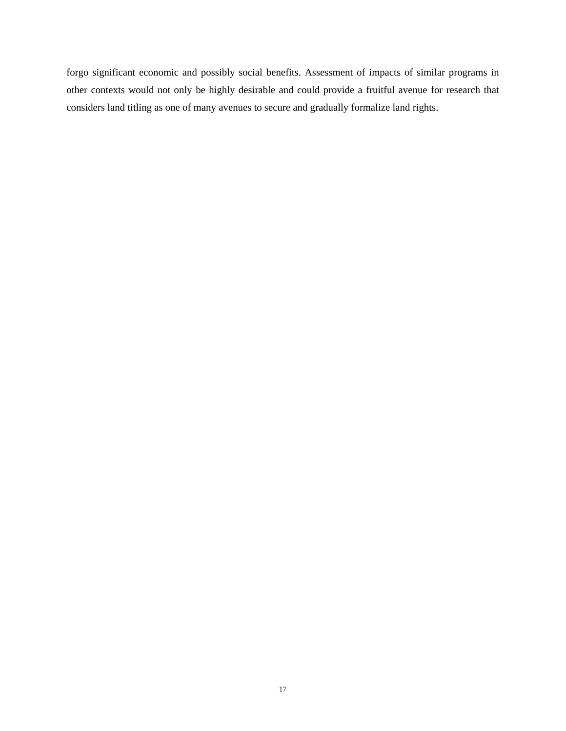forgo significant economic and possibly social benefits. Assessment of impacts of similar programs in other contexts would not only be highly desirable and could provide a fruitful avenue for research that considers land titling as one of many avenues to secure and gradually formalize land rights.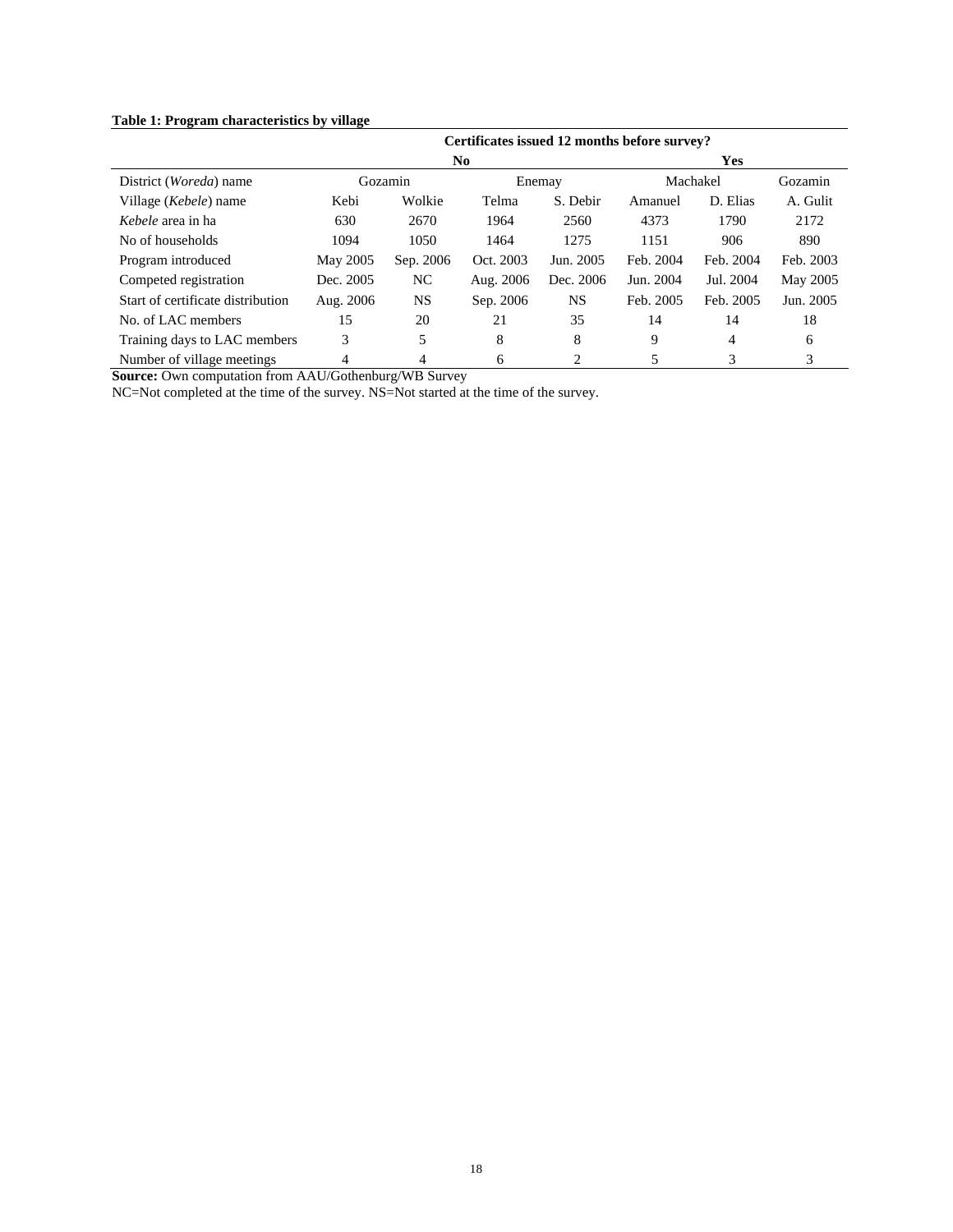**Table 1: Program characteristics by village**

| | Certificates issued 12 months before survey? | | | | | | |
|---|---|---|---|---|---|---|---|
| | No | | | | Yes | | |
| District (*Woreda*) name | Gozamin | | Enemay | | Machakel | | Gozamin |
| Village (*Kebele*) name | Kebi | Wolkie | Telma | S. Debir | Amanuel | D. Elias | A. Gulit |
| *Kebele* area in ha | 630 | 2670 | 1964 | 2560 | 4373 | 1790 | 2172 |
| No of households | 1094 | 1050 | 1464 | 1275 | 1151 | 906 | 890 |
| Program introduced | May 2005 | Sep. 2006 | Oct. 2003 | Jun. 2005 | Feb. 2004 | Feb. 2004 | Feb. 2003 |
| Competed registration | Dec. 2005 | NC | Aug. 2006 | Dec. 2006 | Jun. 2004 | Jul. 2004 | May 2005 |
| Start of certificate distribution | Aug. 2006 | NS | Sep. 2006 | NS | Feb. 2005 | Feb. 2005 | Jun. 2005 |
| No. of LAC members | 15 | 20 | 21 | 35 | 14 | 14 | 18 |
| Training days to LAC members | 3 | 5 | 8 | 8 | 9 | 4 | 6 |
| Number of village meetings | 4 | 4 | 6 | 2 | 5 | 3 | 3 |

**Source:** Own computation from AAU/Gothenburg/WB Survey
NC=Not completed at the time of the survey. NS=Not started at the time of the survey.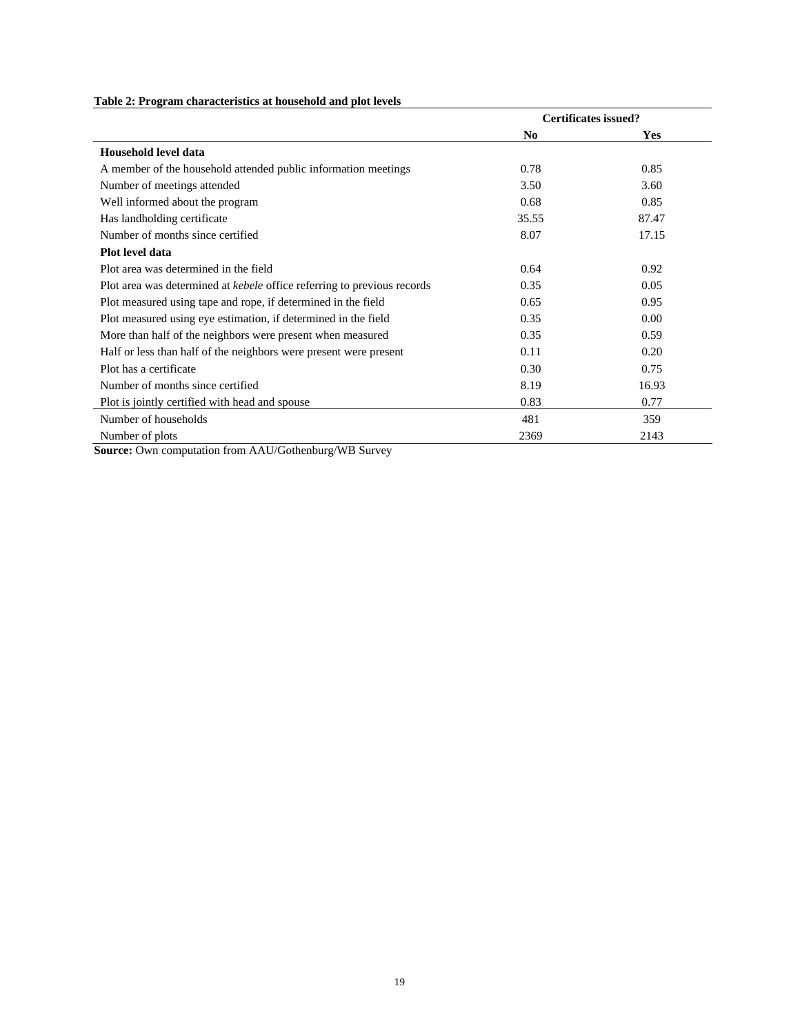**Table 2: Program characteristics at household and plot levels**

| | Certificates issued? | |
|---|---|---|
| | **No** | **Yes** |
| **Household level data** | | |
| A member of the household attended public information meetings | 0.78 | 0.85 |
| Number of meetings attended | 3.50 | 3.60 |
| Well informed about the program | 0.68 | 0.85 |
| Has landholding certificate | 35.55 | 87.47 |
| Number of months since certified | 8.07 | 17.15 |
| **Plot level data** | | |
| Plot area was determined in the field | 0.64 | 0.92 |
| Plot area was determined at *kebele* office referring to previous records | 0.35 | 0.05 |
| Plot measured using tape and rope, if determined in the field | 0.65 | 0.95 |
| Plot measured using eye estimation, if determined in the field | 0.35 | 0.00 |
| More than half of the neighbors were present when measured | 0.35 | 0.59 |
| Half or less than half of the neighbors were present were present | 0.11 | 0.20 |
| Plot has a certificate | 0.30 | 0.75 |
| Number of months since certified | 8.19 | 16.93 |
| Plot is jointly certified with head and spouse | 0.83 | 0.77 |
| Number of households | 481 | 359 |
| Number of plots | 2369 | 2143 |

**Source:** Own computation from AAU/Gothenburg/WB Survey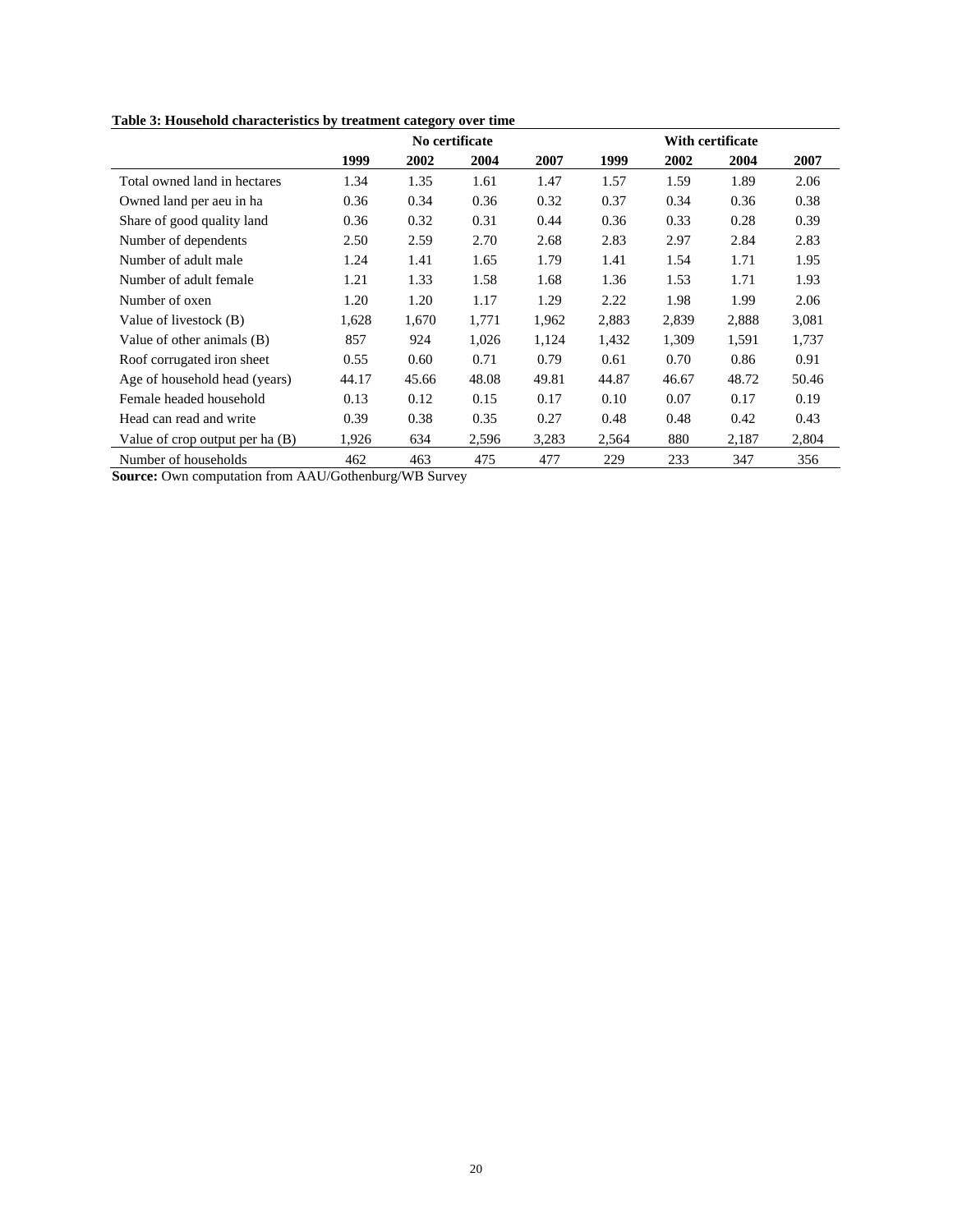**Table 3: Household characteristics by treatment category over time**

| | No certificate | | | | With certificate | | | |
|---|---|---|---|---|---|---|---|---|
| | **1999** | **2002** | **2004** | **2007** | **1999** | **2002** | **2004** | **2007** |
| Total owned land in hectares | 1.34 | 1.35 | 1.61 | 1.47 | 1.57 | 1.59 | 1.89 | 2.06 |
| Owned land per aeu in ha | 0.36 | 0.34 | 0.36 | 0.32 | 0.37 | 0.34 | 0.36 | 0.38 |
| Share of good quality land | 0.36 | 0.32 | 0.31 | 0.44 | 0.36 | 0.33 | 0.28 | 0.39 |
| Number of dependents | 2.50 | 2.59 | 2.70 | 2.68 | 2.83 | 2.97 | 2.84 | 2.83 |
| Number of adult male | 1.24 | 1.41 | 1.65 | 1.79 | 1.41 | 1.54 | 1.71 | 1.95 |
| Number of adult female | 1.21 | 1.33 | 1.58 | 1.68 | 1.36 | 1.53 | 1.71 | 1.93 |
| Number of oxen | 1.20 | 1.20 | 1.17 | 1.29 | 2.22 | 1.98 | 1.99 | 2.06 |
| Value of livestock (B) | 1,628 | 1,670 | 1,771 | 1,962 | 2,883 | 2,839 | 2,888 | 3,081 |
| Value of other animals (B) | 857 | 924 | 1,026 | 1,124 | 1,432 | 1,309 | 1,591 | 1,737 |
| Roof corrugated iron sheet | 0.55 | 0.60 | 0.71 | 0.79 | 0.61 | 0.70 | 0.86 | 0.91 |
| Age of household head (years) | 44.17 | 45.66 | 48.08 | 49.81 | 44.87 | 46.67 | 48.72 | 50.46 |
| Female headed household | 0.13 | 0.12 | 0.15 | 0.17 | 0.10 | 0.07 | 0.17 | 0.19 |
| Head can read and write | 0.39 | 0.38 | 0.35 | 0.27 | 0.48 | 0.48 | 0.42 | 0.43 |
| Value of crop output per ha (B) | 1,926 | 634 | 2,596 | 3,283 | 2,564 | 880 | 2,187 | 2,804 |
| Number of households | 462 | 463 | 475 | 477 | 229 | 233 | 347 | 356 |

**Source:** Own computation from AAU/Gothenburg/WB Survey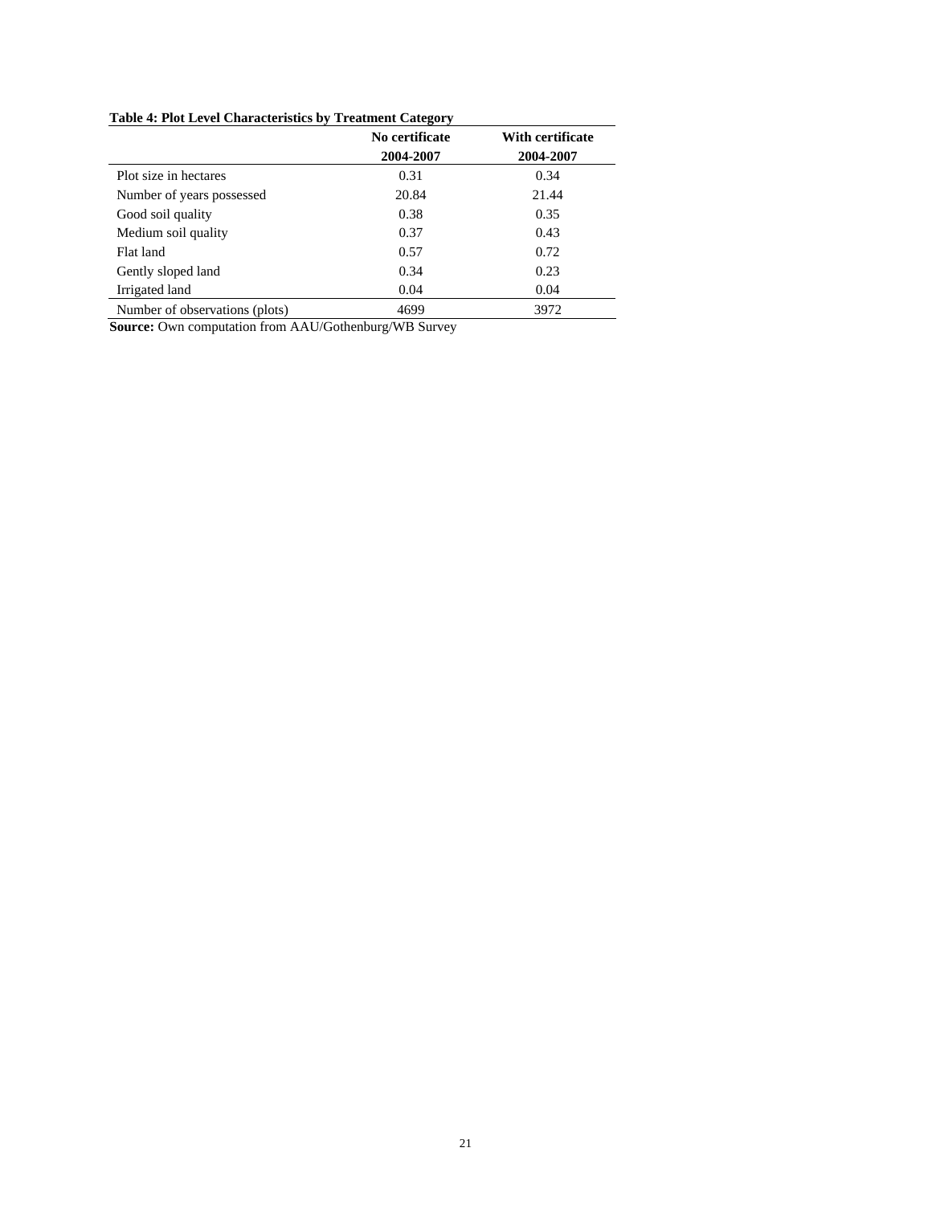**Table 4: Plot Level Characteristics by Treatment Category**

| | No certificate 2004-2007 | With certificate 2004-2007 |
|---|---|---|
| Plot size in hectares | 0.31 | 0.34 |
| Number of years possessed | 20.84 | 21.44 |
| Good soil quality | 0.38 | 0.35 |
| Medium soil quality | 0.37 | 0.43 |
| Flat land | 0.57 | 0.72 |
| Gently sloped land | 0.34 | 0.23 |
| Irrigated land | 0.04 | 0.04 |
| Number of observations (plots) | 4699 | 3972 |

**Source:** Own computation from AAU/Gothenburg/WB Survey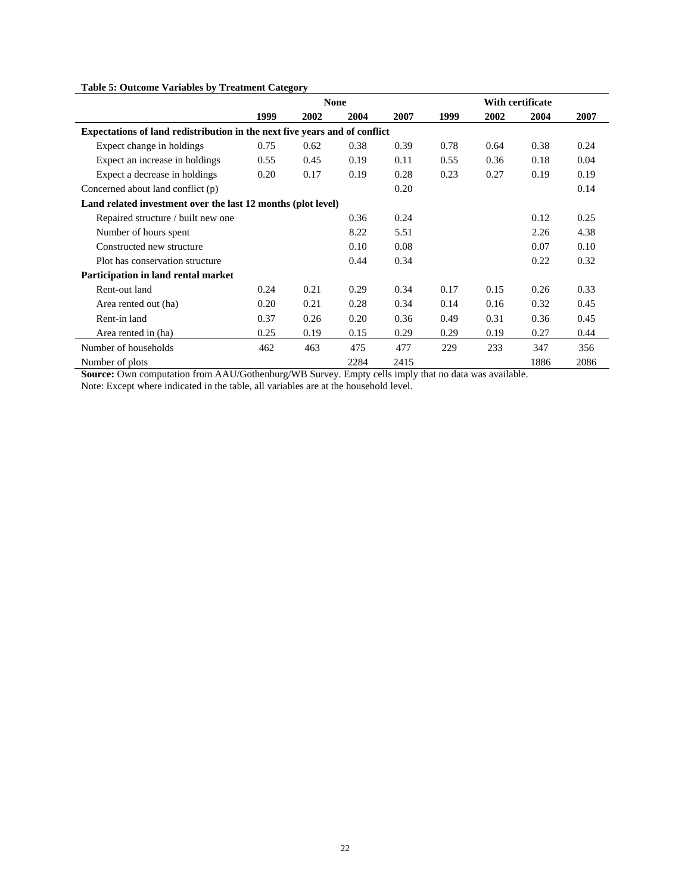**Table 5: Outcome Variables by Treatment Category**

| | None | | | | With certificate | | | |
|---|---|---|---|---|---|---|---|---|
| | 1999 | 2002 | 2004 | 2007 | 1999 | 2002 | 2004 | 2007 |
| **Expectations of land redistribution in the next five years and of conflict** | | | | | | | | |
| Expect change in holdings | 0.75 | 0.62 | 0.38 | 0.39 | 0.78 | 0.64 | 0.38 | 0.24 |
| Expect an increase in holdings | 0.55 | 0.45 | 0.19 | 0.11 | 0.55 | 0.36 | 0.18 | 0.04 |
| Expect a decrease in holdings | 0.20 | 0.17 | 0.19 | 0.28 | 0.23 | 0.27 | 0.19 | 0.19 |
| Concerned about land conflict (p) | | | | 0.20 | | | | 0.14 |
| **Land related investment over the last 12 months (plot level)** | | | | | | | | |
| Repaired structure / built new one | | | 0.36 | 0.24 | | | 0.12 | 0.25 |
| Number of hours spent | | | 8.22 | 5.51 | | | 2.26 | 4.38 |
| Constructed new structure | | | 0.10 | 0.08 | | | 0.07 | 0.10 |
| Plot has conservation structure | | | 0.44 | 0.34 | | | 0.22 | 0.32 |
| **Participation in land rental market** | | | | | | | | |
| Rent-out land | 0.24 | 0.21 | 0.29 | 0.34 | 0.17 | 0.15 | 0.26 | 0.33 |
| Area rented out (ha) | 0.20 | 0.21 | 0.28 | 0.34 | 0.14 | 0.16 | 0.32 | 0.45 |
| Rent-in land | 0.37 | 0.26 | 0.20 | 0.36 | 0.49 | 0.31 | 0.36 | 0.45 |
| Area rented in (ha) | 0.25 | 0.19 | 0.15 | 0.29 | 0.29 | 0.19 | 0.27 | 0.44 |
| Number of households | 462 | 463 | 475 | 477 | 229 | 233 | 347 | 356 |
| Number of plots | | | 2284 | 2415 | | | 1886 | 2086 |

**Source:** Own computation from AAU/Gothenburg/WB Survey. Empty cells imply that no data was available.
Note: Except where indicated in the table, all variables are at the household level.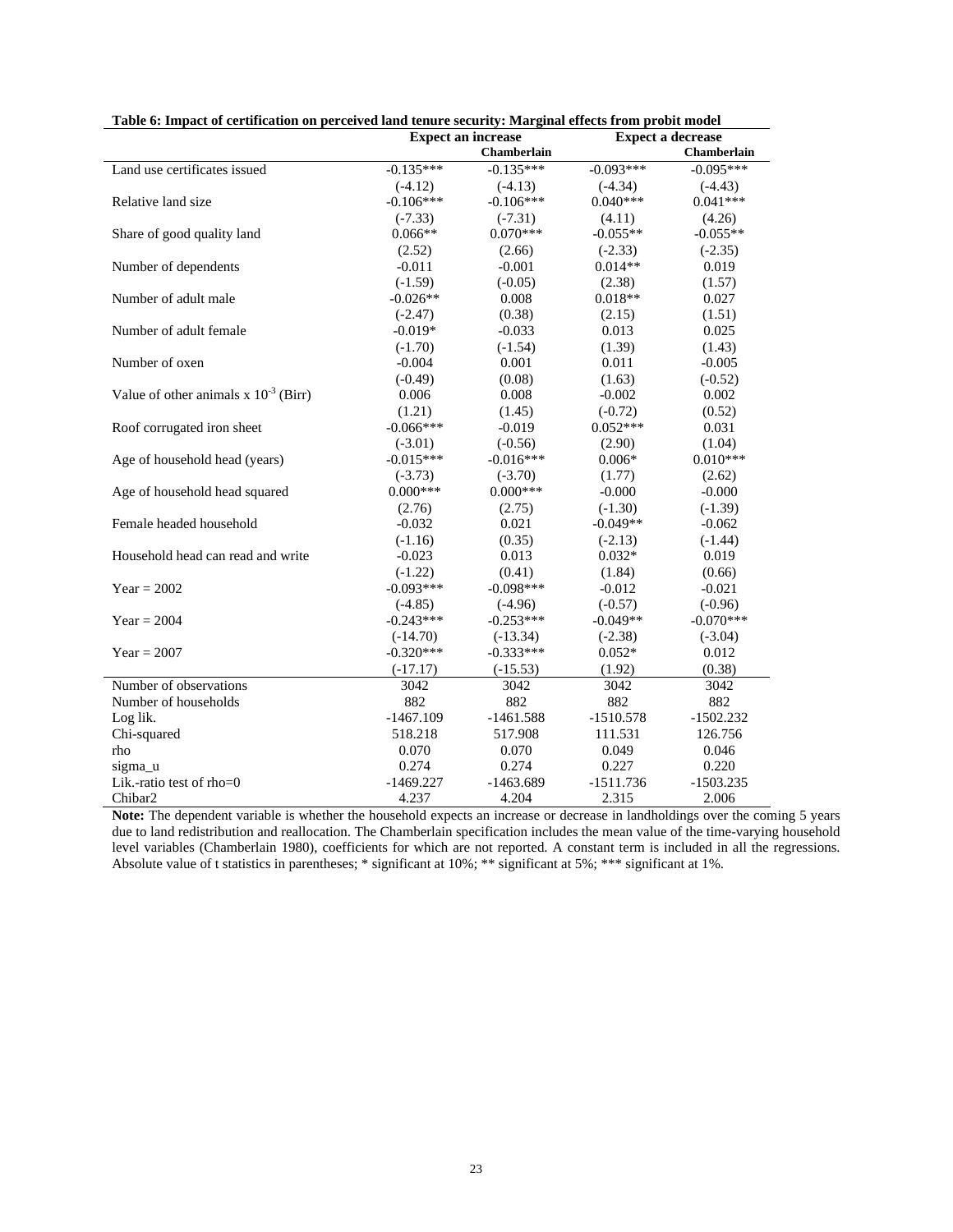**Table 6: Impact of certification on perceived land tenure security: Marginal effects from probit model**

| | Expect an increase | | Expect a decrease | |
|---|---|---|---|---|
| | | **Chamberlain** | | **Chamberlain** |
| Land use certificates issued | -0.135*** | -0.135*** | -0.093*** | -0.095*** |
| | (-4.12) | (-4.13) | (-4.34) | (-4.43) |
| Relative land size | -0.106*** | -0.106*** | 0.040*** | 0.041*** |
| | (-7.33) | (-7.31) | (4.11) | (4.26) |
| Share of good quality land | 0.066** | 0.070*** | -0.055** | -0.055** |
| | (2.52) | (2.66) | (-2.33) | (-2.35) |
| Number of dependents | -0.011 | -0.001 | 0.014** | 0.019 |
| | (-1.59) | (-0.05) | (2.38) | (1.57) |
| Number of adult male | -0.026** | 0.008 | 0.018** | 0.027 |
| | (-2.47) | (0.38) | (2.15) | (1.51) |
| Number of adult female | -0.019* | -0.033 | 0.013 | 0.025 |
| | (-1.70) | (-1.54) | (1.39) | (1.43) |
| Number of oxen | -0.004 | 0.001 | 0.011 | -0.005 |
| | (-0.49) | (0.08) | (1.63) | (-0.52) |
| Value of other animals x $10^{-3}$ (Birr) | 0.006 | 0.008 | -0.002 | 0.002 |
| | (1.21) | (1.45) | (-0.72) | (0.52) |
| Roof corrugated iron sheet | -0.066*** | -0.019 | 0.052*** | 0.031 |
| | (-3.01) | (-0.56) | (2.90) | (1.04) |
| Age of household head (years) | -0.015*** | -0.016*** | 0.006* | 0.010*** |
| | (-3.73) | (-3.70) | (1.77) | (2.62) |
| Age of household head squared | 0.000*** | 0.000*** | -0.000 | -0.000 |
| | (2.76) | (2.75) | (-1.30) | (-1.39) |
| Female headed household | -0.032 | 0.021 | -0.049** | -0.062 |
| | (-1.16) | (0.35) | (-2.13) | (-1.44) |
| Household head can read and write | -0.023 | 0.013 | 0.032* | 0.019 |
| | (-1.22) | (0.41) | (1.84) | (0.66) |
| Year = 2002 | -0.093*** | -0.098*** | -0.012 | -0.021 |
| | (-4.85) | (-4.96) | (-0.57) | (-0.96) |
| Year = 2004 | -0.243*** | -0.253*** | -0.049** | -0.070*** |
| | (-14.70) | (-13.34) | (-2.38) | (-3.04) |
| Year = 2007 | -0.320*** | -0.333*** | 0.052* | 0.012 |
| | (-17.17) | (-15.53) | (1.92) | (0.38) |
| Number of observations | 3042 | 3042 | 3042 | 3042 |
| Number of households | 882 | 882 | 882 | 882 |
| Log lik. | -1467.109 | -1461.588 | -1510.578 | -1502.232 |
| Chi-squared | 518.218 | 517.908 | 111.531 | 126.756 |
| rho | 0.070 | 0.070 | 0.049 | 0.046 |
| sigma_u | 0.274 | 0.274 | 0.227 | 0.220 |
| Lik.-ratio test of rho=0 | -1469.227 | -1463.689 | -1511.736 | -1503.235 |
| Chibar2 | 4.237 | 4.204 | 2.315 | 2.006 |

**Note:** The dependent variable is whether the household expects an increase or decrease in landholdings over the coming 5 years due to land redistribution and reallocation. The Chamberlain specification includes the mean value of the time-varying household level variables (Chamberlain 1980), coefficients for which are not reported. A constant term is included in all the regressions. Absolute value of t statistics in parentheses; * significant at 10%; ** significant at 5%; *** significant at 1%.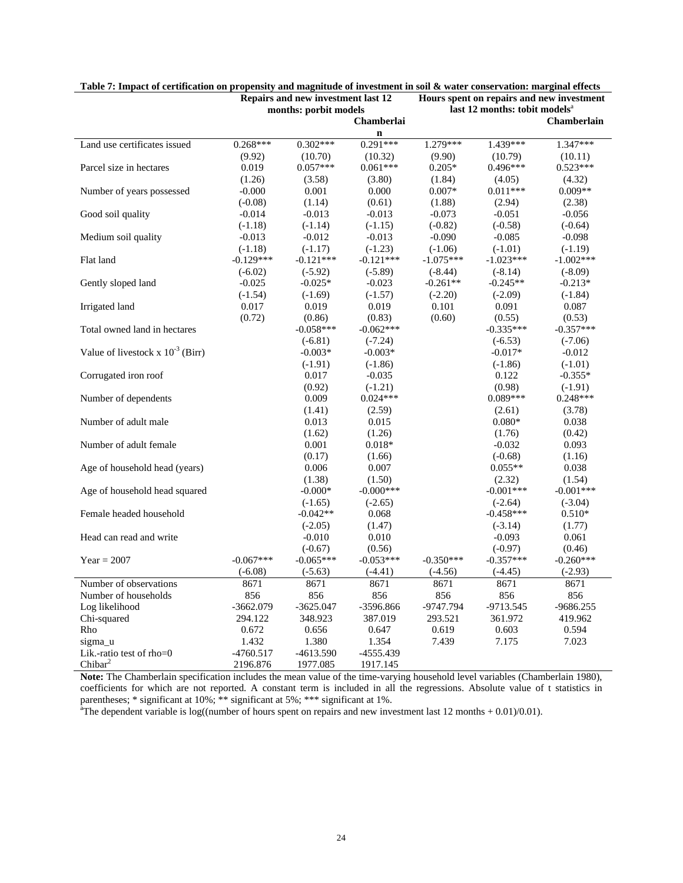**Table 7: Impact of certification on propensity and magnitude of investment in soil & water conservation: marginal effects**

| | Repairs and new investment last 12 months: porbit models | | | Hours spent on repairs and new investment last 12 months: tobit models[a] | | |
|---|---|---|---|---|---|---|
| | | | Chamberlain | | | Chamberlain |
| Land use certificates issued | 0.268*** | 0.302*** | 0.291*** | 1.279*** | 1.439*** | 1.347*** |
| | (9.92) | (10.70) | (10.32) | (9.90) | (10.79) | (10.11) |
| Parcel size in hectares | 0.019 | 0.057*** | 0.061*** | 0.205* | 0.496*** | 0.523*** |
| | (1.26) | (3.58) | (3.80) | (1.84) | (4.05) | (4.32) |
| Number of years possessed | -0.000 | 0.001 | 0.000 | 0.007* | 0.011*** | 0.009** |
| | (-0.08) | (1.14) | (0.61) | (1.88) | (2.94) | (2.38) |
| Good soil quality | -0.014 | -0.013 | -0.013 | -0.073 | -0.051 | -0.056 |
| | (-1.18) | (-1.14) | (-1.15) | (-0.82) | (-0.58) | (-0.64) |
| Medium soil quality | -0.013 | -0.012 | -0.013 | -0.090 | -0.085 | -0.098 |
| | (-1.18) | (-1.17) | (-1.23) | (-1.06) | (-1.01) | (-1.19) |
| Flat land | -0.129*** | -0.121*** | -0.121*** | -1.075*** | -1.023*** | -1.002*** |
| | (-6.02) | (-5.92) | (-5.89) | (-8.44) | (-8.14) | (-8.09) |
| Gently sloped land | -0.025 | -0.025* | -0.023 | -0.261** | -0.245** | -0.213* |
| | (-1.54) | (-1.69) | (-1.57) | (-2.20) | (-2.09) | (-1.84) |
| Irrigated land | 0.017 | 0.019 | 0.019 | 0.101 | 0.091 | 0.087 |
| | (0.72) | (0.86) | (0.83) | (0.60) | (0.55) | (0.53) |
| Total owned land in hectares | | -0.058*** | -0.062*** | | -0.335*** | -0.357*** |
| | | (-6.81) | (-7.24) | | (-6.53) | (-7.06) |
| Value of livestock x $10^{-3}$ (Birr) | | -0.003* | -0.003* | | -0.017* | -0.012 |
| | | (-1.91) | (-1.86) | | (-1.86) | (-1.01) |
| Corrugated iron roof | | 0.017 | -0.035 | | 0.122 | -0.355* |
| | | (0.92) | (-1.21) | | (0.98) | (-1.91) |
| Number of dependents | | 0.009 | 0.024*** | | 0.089*** | 0.248*** |
| | | (1.41) | (2.59) | | (2.61) | (3.78) |
| Number of adult male | | 0.013 | 0.015 | | 0.080* | 0.038 |
| | | (1.62) | (1.26) | | (1.76) | (0.42) |
| Number of adult female | | 0.001 | 0.018* | | -0.032 | 0.093 |
| | | (0.17) | (1.66) | | (-0.68) | (1.16) |
| Age of household head (years) | | 0.006 | 0.007 | | 0.055** | 0.038 |
| | | (1.38) | (1.50) | | (2.32) | (1.54) |
| Age of household head squared | | -0.000* | -0.000*** | | -0.001*** | -0.001*** |
| | | (-1.65) | (-2.65) | | (-2.64) | (-3.04) |
| Female headed household | | -0.042** | 0.068 | | -0.458*** | 0.510* |
| | | (-2.05) | (1.47) | | (-3.14) | (1.77) |
| Head can read and write | | -0.010 | 0.010 | | -0.093 | 0.061 |
| | | (-0.67) | (0.56) | | (-0.97) | (0.46) |
| Year = 2007 | -0.067*** | -0.065*** | -0.053*** | -0.350*** | -0.357*** | -0.260*** |
| | (-6.08) | (-5.63) | (-4.41) | (-4.56) | (-4.45) | (-2.93) |
| Number of observations | 8671 | 8671 | 8671 | 8671 | 8671 | 8671 |
| Number of households | 856 | 856 | 856 | 856 | 856 | 856 |
| Log likelihood | -3662.079 | -3625.047 | -3596.866 | -9747.794 | -9713.545 | -9686.255 |
| Chi-squared | 294.122 | 348.923 | 387.019 | 293.521 | 361.972 | 419.962 |
| Rho | 0.672 | 0.656 | 0.647 | 0.619 | 0.603 | 0.594 |
| sigma_u | 1.432 | 1.380 | 1.354 | 7.439 | 7.175 | 7.023 |
| Lik.-ratio test of rho=0 | -4760.517 | -4613.590 | -4555.439 | | | |
| Chibar$^2$ | 2196.876 | 1977.085 | 1917.145 | | | |

**Note:** The Chamberlain specification includes the mean value of the time-varying household level variables (Chamberlain 1980), coefficients for which are not reported. A constant term is included in all the regressions. Absolute value of t statistics in parentheses; * significant at 10%; ** significant at 5%; *** significant at 1%.

[a]The dependent variable is log((number of hours spent on repairs and new investment last 12 months + 0.01)/0.01).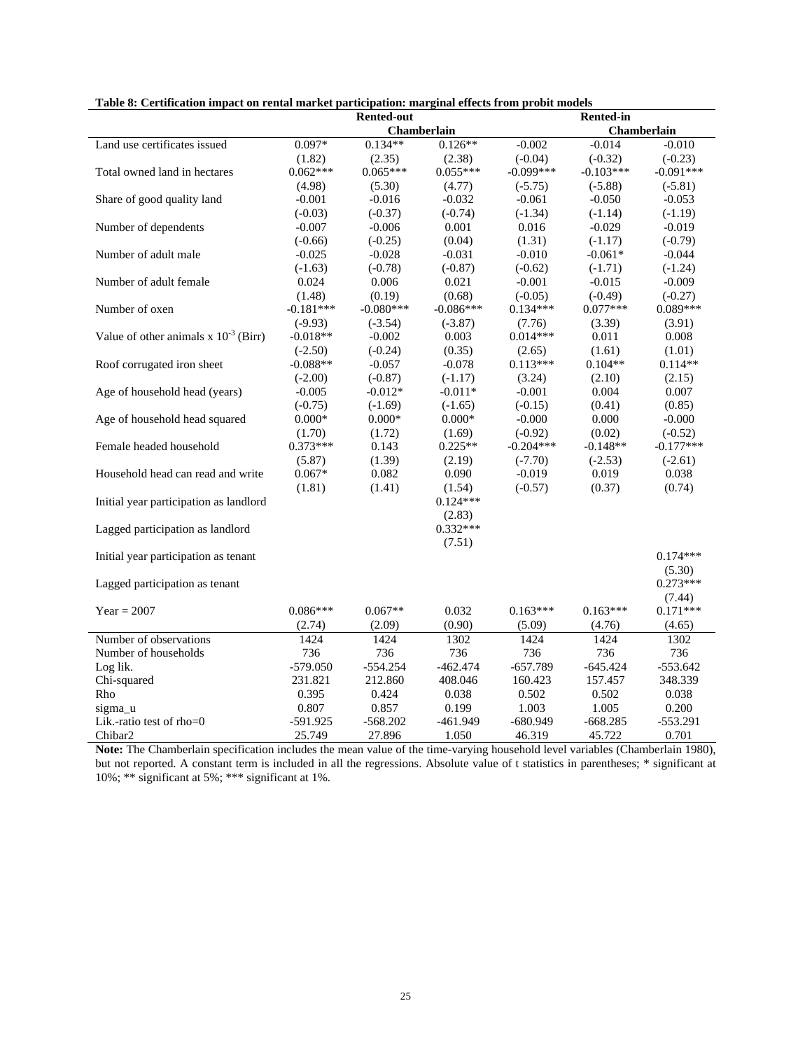**Table 8: Certification impact on rental market participation: marginal effects from probit models**

| | Rented-out | | | Rented-in | | |
|---|---|---|---|---|---|---|
| | | Chamberlain | | | Chamberlain | |
| Land use certificates issued | 0.097* | 0.134** | 0.126** | -0.002 | -0.014 | -0.010 |
| | (1.82) | (2.35) | (2.38) | (-0.04) | (-0.32) | (-0.23) |
| Total owned land in hectares | 0.062*** | 0.065*** | 0.055*** | -0.099*** | -0.103*** | -0.091*** |
| | (4.98) | (5.30) | (4.77) | (-5.75) | (-5.88) | (-5.81) |
| Share of good quality land | -0.001 | -0.016 | -0.032 | -0.061 | -0.050 | -0.053 |
| | (-0.03) | (-0.37) | (-0.74) | (-1.34) | (-1.14) | (-1.19) |
| Number of dependents | -0.007 | -0.006 | 0.001 | 0.016 | -0.029 | -0.019 |
| | (-0.66) | (-0.25) | (0.04) | (1.31) | (-1.17) | (-0.79) |
| Number of adult male | -0.025 | -0.028 | -0.031 | -0.010 | -0.061* | -0.044 |
| | (-1.63) | (-0.78) | (-0.87) | (-0.62) | (-1.71) | (-1.24) |
| Number of adult female | 0.024 | 0.006 | 0.021 | -0.001 | -0.015 | -0.009 |
| | (1.48) | (0.19) | (0.68) | (-0.05) | (-0.49) | (-0.27) |
| Number of oxen | -0.181*** | -0.080*** | -0.086*** | 0.134*** | 0.077*** | 0.089*** |
| | (-9.93) | (-3.54) | (-3.87) | (7.76) | (3.39) | (3.91) |
| Value of other animals x $10^{-3}$ (Birr) | -0.018** | -0.002 | 0.003 | 0.014*** | 0.011 | 0.008 |
| | (-2.50) | (-0.24) | (0.35) | (2.65) | (1.61) | (1.01) |
| Roof corrugated iron sheet | -0.088** | -0.057 | -0.078 | 0.113*** | 0.104** | 0.114** |
| | (-2.00) | (-0.87) | (-1.17) | (3.24) | (2.10) | (2.15) |
| Age of household head (years) | -0.005 | -0.012* | -0.011* | -0.001 | 0.004 | 0.007 |
| | (-0.75) | (-1.69) | (-1.65) | (-0.15) | (0.41) | (0.85) |
| Age of household head squared | 0.000* | 0.000* | 0.000* | -0.000 | 0.000 | -0.000 |
| | (1.70) | (1.72) | (1.69) | (-0.92) | (0.02) | (-0.52) |
| Female headed household | 0.373*** | 0.143 | 0.225** | -0.204*** | -0.148** | -0.177*** |
| | (5.87) | (1.39) | (2.19) | (-7.70) | (-2.53) | (-2.61) |
| Household head can read and write | 0.067* | 0.082 | 0.090 | -0.019 | 0.019 | 0.038 |
| | (1.81) | (1.41) | (1.54) | (-0.57) | (0.37) | (0.74) |
| Initial year participation as landlord | | | 0.124*** | | | |
| | | | (2.83) | | | |
| Lagged participation as landlord | | | 0.332*** | | | |
| | | | (7.51) | | | |
| Initial year participation as tenant | | | | | | 0.174*** |
| | | | | | | (5.30) |
| Lagged participation as tenant | | | | | | 0.273*** |
| | | | | | | (7.44) |
| Year = 2007 | 0.086*** | 0.067** | 0.032 | 0.163*** | 0.163*** | 0.171*** |
| | (2.74) | (2.09) | (0.90) | (5.09) | (4.76) | (4.65) |
| Number of observations | 1424 | 1424 | 1302 | 1424 | 1424 | 1302 |
| Number of households | 736 | 736 | 736 | 736 | 736 | 736 |
| Log lik. | -579.050 | -554.254 | -462.474 | -657.789 | -645.424 | -553.642 |
| Chi-squared | 231.821 | 212.860 | 408.046 | 160.423 | 157.457 | 348.339 |
| Rho | 0.395 | 0.424 | 0.038 | 0.502 | 0.502 | 0.038 |
| sigma_u | 0.807 | 0.857 | 0.199 | 1.003 | 1.005 | 0.200 |
| Lik.-ratio test of rho=0 | -591.925 | -568.202 | -461.949 | -680.949 | -668.285 | -553.291 |
| Chibar2 | 25.749 | 27.896 | 1.050 | 46.319 | 45.722 | 0.701 |

**Note:** The Chamberlain specification includes the mean value of the time-varying household level variables (Chamberlain 1980), but not reported. A constant term is included in all the regressions. Absolute value of t statistics in parentheses; * significant at 10%; ** significant at 5%; *** significant at 1%.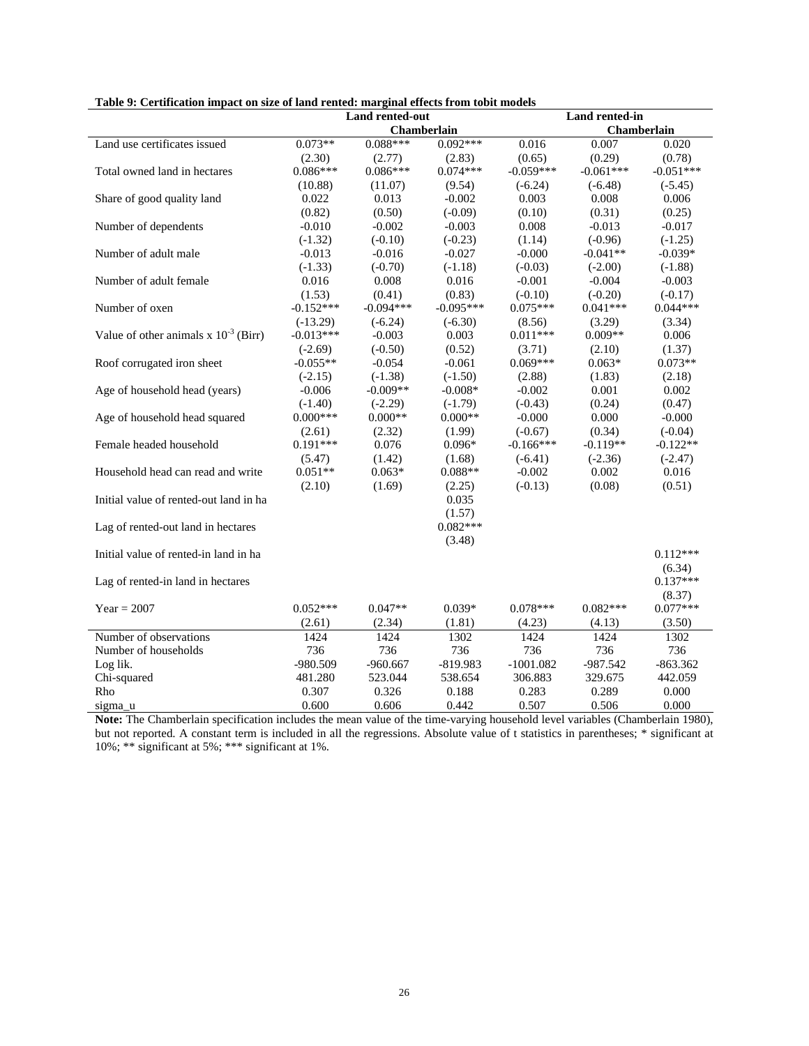**Table 9: Certification impact on size of land rented: marginal effects from tobit models**

| | Land rented-out | | | Land rented-in | | |
|---|---|---|---|---|---|---|
| | | Chamberlain | | | Chamberlain | |
| Land use certificates issued | 0.073** | 0.088*** | 0.092*** | 0.016 | 0.007 | 0.020 |
| | (2.30) | (2.77) | (2.83) | (0.65) | (0.29) | (0.78) |
| Total owned land in hectares | 0.086*** | 0.086*** | 0.074*** | -0.059*** | -0.061*** | -0.051*** |
| | (10.88) | (11.07) | (9.54) | (-6.24) | (-6.48) | (-5.45) |
| Share of good quality land | 0.022 | 0.013 | -0.002 | 0.003 | 0.008 | 0.006 |
| | (0.82) | (0.50) | (-0.09) | (0.10) | (0.31) | (0.25) |
| Number of dependents | -0.010 | -0.002 | -0.003 | 0.008 | -0.013 | -0.017 |
| | (-1.32) | (-0.10) | (-0.23) | (1.14) | (-0.96) | (-1.25) |
| Number of adult male | -0.013 | -0.016 | -0.027 | -0.000 | -0.041** | -0.039* |
| | (-1.33) | (-0.70) | (-1.18) | (-0.03) | (-2.00) | (-1.88) |
| Number of adult female | 0.016 | 0.008 | 0.016 | -0.001 | -0.004 | -0.003 |
| | (1.53) | (0.41) | (0.83) | (-0.10) | (-0.20) | (-0.17) |
| Number of oxen | -0.152*** | -0.094*** | -0.095*** | 0.075*** | 0.041*** | 0.044*** |
| | (-13.29) | (-6.24) | (-6.30) | (8.56) | (3.29) | (3.34) |
| Value of other animals x $10^{-3}$ (Birr) | -0.013*** | -0.003 | 0.003 | 0.011*** | 0.009** | 0.006 |
| | (-2.69) | (-0.50) | (0.52) | (3.71) | (2.10) | (1.37) |
| Roof corrugated iron sheet | -0.055** | -0.054 | -0.061 | 0.069*** | 0.063* | 0.073** |
| | (-2.15) | (-1.38) | (-1.50) | (2.88) | (1.83) | (2.18) |
| Age of household head (years) | -0.006 | -0.009** | -0.008* | -0.002 | 0.001 | 0.002 |
| | (-1.40) | (-2.29) | (-1.79) | (-0.43) | (0.24) | (0.47) |
| Age of household head squared | 0.000*** | 0.000** | 0.000** | -0.000 | 0.000 | -0.000 |
| | (2.61) | (2.32) | (1.99) | (-0.67) | (0.34) | (-0.04) |
| Female headed household | 0.191*** | 0.076 | 0.096* | -0.166*** | -0.119** | -0.122** |
| | (5.47) | (1.42) | (1.68) | (-6.41) | (-2.36) | (-2.47) |
| Household head can read and write | 0.051** | 0.063* | 0.088** | -0.002 | 0.002 | 0.016 |
| | (2.10) | (1.69) | (2.25) | (-0.13) | (0.08) | (0.51) |
| Initial value of rented-out land in ha | | | 0.035 | | | |
| | | | (1.57) | | | |
| Lag of rented-out land in hectares | | | 0.082*** | | | |
| | | | (3.48) | | | |
| Initial value of rented-in land in ha | | | | | | 0.112*** |
| | | | | | | (6.34) |
| Lag of rented-in land in hectares | | | | | | 0.137*** |
| | | | | | | (8.37) |
| Year = 2007 | 0.052*** | 0.047** | 0.039* | 0.078*** | 0.082*** | 0.077*** |
| | (2.61) | (2.34) | (1.81) | (4.23) | (4.13) | (3.50) |
| Number of observations | 1424 | 1424 | 1302 | 1424 | 1424 | 1302 |
| Number of households | 736 | 736 | 736 | 736 | 736 | 736 |
| Log lik. | -980.509 | -960.667 | -819.983 | -1001.082 | -987.542 | -863.362 |
| Chi-squared | 481.280 | 523.044 | 538.654 | 306.883 | 329.675 | 442.059 |
| Rho | 0.307 | 0.326 | 0.188 | 0.283 | 0.289 | 0.000 |
| sigma_u | 0.600 | 0.606 | 0.442 | 0.507 | 0.506 | 0.000 |

**Note:** The Chamberlain specification includes the mean value of the time-varying household level variables (Chamberlain 1980), but not reported. A constant term is included in all the regressions. Absolute value of t statistics in parentheses; * significant at 10%; ** significant at 5%; *** significant at 1%.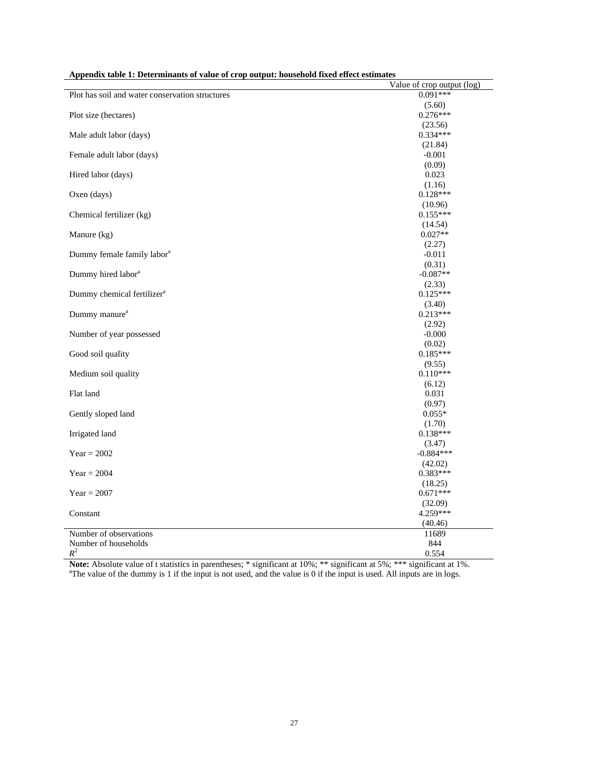**Appendix table 1: Determinants of value of crop output: household fixed effect estimates**

| | Value of crop output (log) |
|---|---|
| Plot has soil and water conservation structures | 0.091*** |
| | (5.60) |
| Plot size (hectares) | 0.276*** |
| | (23.56) |
| Male adult labor (days) | 0.334*** |
| | (21.84) |
| Female adult labor (days) | -0.001 |
| | (0.09) |
| Hired labor (days) | 0.023 |
| | (1.16) |
| Oxen (days) | 0.128*** |
| | (10.96) |
| Chemical fertilizer (kg) | 0.155*** |
| | (14.54) |
| Manure (kg) | 0.027** |
| | (2.27) |
| Dummy female family labor[a] | -0.011 |
| | (0.31) |
| Dummy hired labor[a] | -0.087** |
| | (2.33) |
| Dummy chemical fertilizer[a] | 0.125*** |
| | (3.40) |
| Dummy manure[a] | 0.213*** |
| | (2.92) |
| Number of year possessed | -0.000 |
| | (0.02) |
| Good soil quality | 0.185*** |
| | (9.55) |
| Medium soil quality | 0.110*** |
| | (6.12) |
| Flat land | 0.031 |
| | (0.97) |
| Gently sloped land | 0.055* |
| | (1.70) |
| Irrigated land | 0.138*** |
| | (3.47) |
| Year = 2002 | -0.884*** |
| | (42.02) |
| Year = 2004 | 0.383*** |
| | (18.25) |
| Year = 2007 | 0.671*** |
| | (32.09) |
| Constant | 4.259*** |
| | (40.46) |
| Number of observations | 11689 |
| Number of households | 844 |
| $R^2$ | 0.554 |

**Note:** Absolute value of t statistics in parentheses; * significant at 10%; ** significant at 5%; *** significant at 1%.
[a]The value of the dummy is 1 if the input is not used, and the value is 0 if the input is used. All inputs are in logs.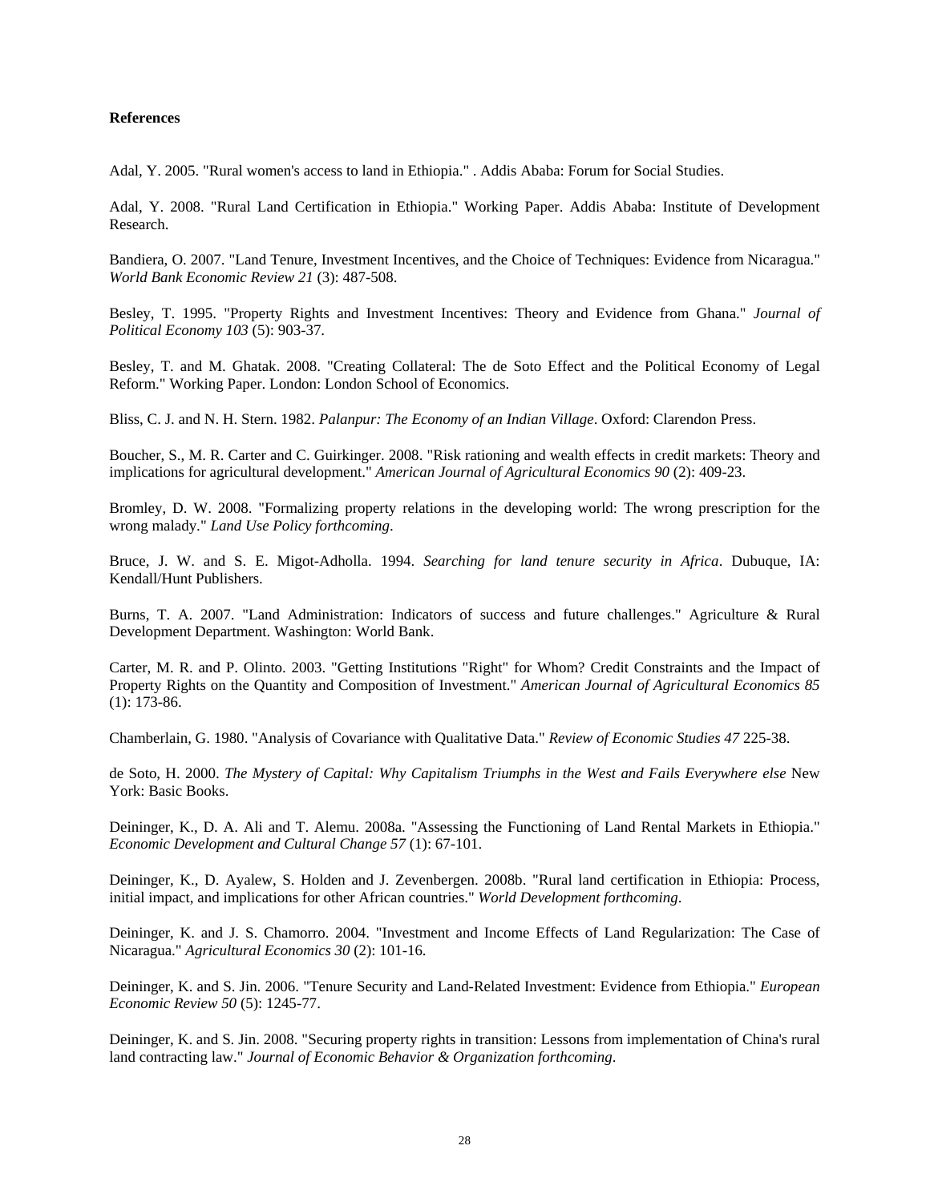**References**

Adal, Y. 2005. "Rural women's access to land in Ethiopia." . Addis Ababa: Forum for Social Studies.

Adal, Y. 2008. "Rural Land Certification in Ethiopia." Working Paper. Addis Ababa: Institute of Development Research.

Bandiera, O. 2007. "Land Tenure, Investment Incentives, and the Choice of Techniques: Evidence from Nicaragua." *World Bank Economic Review 21* (3): 487-508.

Besley, T. 1995. "Property Rights and Investment Incentives: Theory and Evidence from Ghana." *Journal of Political Economy 103* (5): 903-37.

Besley, T. and M. Ghatak. 2008. "Creating Collateral: The de Soto Effect and the Political Economy of Legal Reform." Working Paper. London: London School of Economics.

Bliss, C. J. and N. H. Stern. 1982. *Palanpur: The Economy of an Indian Village*. Oxford: Clarendon Press.

Boucher, S., M. R. Carter and C. Guirkinger. 2008. "Risk rationing and wealth effects in credit markets: Theory and implications for agricultural development." *American Journal of Agricultural Economics 90* (2): 409-23.

Bromley, D. W. 2008. "Formalizing property relations in the developing world: The wrong prescription for the wrong malady." *Land Use Policy forthcoming*.

Bruce, J. W. and S. E. Migot-Adholla. 1994. *Searching for land tenure security in Africa*. Dubuque, IA: Kendall/Hunt Publishers.

Burns, T. A. 2007. "Land Administration: Indicators of success and future challenges." Agriculture & Rural Development Department. Washington: World Bank.

Carter, M. R. and P. Olinto. 2003. "Getting Institutions "Right" for Whom? Credit Constraints and the Impact of Property Rights on the Quantity and Composition of Investment." *American Journal of Agricultural Economics 85* (1): 173-86.

Chamberlain, G. 1980. "Analysis of Covariance with Qualitative Data." *Review of Economic Studies 47* 225-38.

de Soto, H. 2000. *The Mystery of Capital: Why Capitalism Triumphs in the West and Fails Everywhere else* New York: Basic Books.

Deininger, K., D. A. Ali and T. Alemu. 2008a. "Assessing the Functioning of Land Rental Markets in Ethiopia." *Economic Development and Cultural Change 57* (1): 67-101.

Deininger, K., D. Ayalew, S. Holden and J. Zevenbergen. 2008b. "Rural land certification in Ethiopia: Process, initial impact, and implications for other African countries." *World Development forthcoming*.

Deininger, K. and J. S. Chamorro. 2004. "Investment and Income Effects of Land Regularization: The Case of Nicaragua." *Agricultural Economics 30* (2): 101-16.

Deininger, K. and S. Jin. 2006. "Tenure Security and Land-Related Investment: Evidence from Ethiopia." *European Economic Review 50* (5): 1245-77.

Deininger, K. and S. Jin. 2008. "Securing property rights in transition: Lessons from implementation of China's rural land contracting law." *Journal of Economic Behavior & Organization forthcoming*.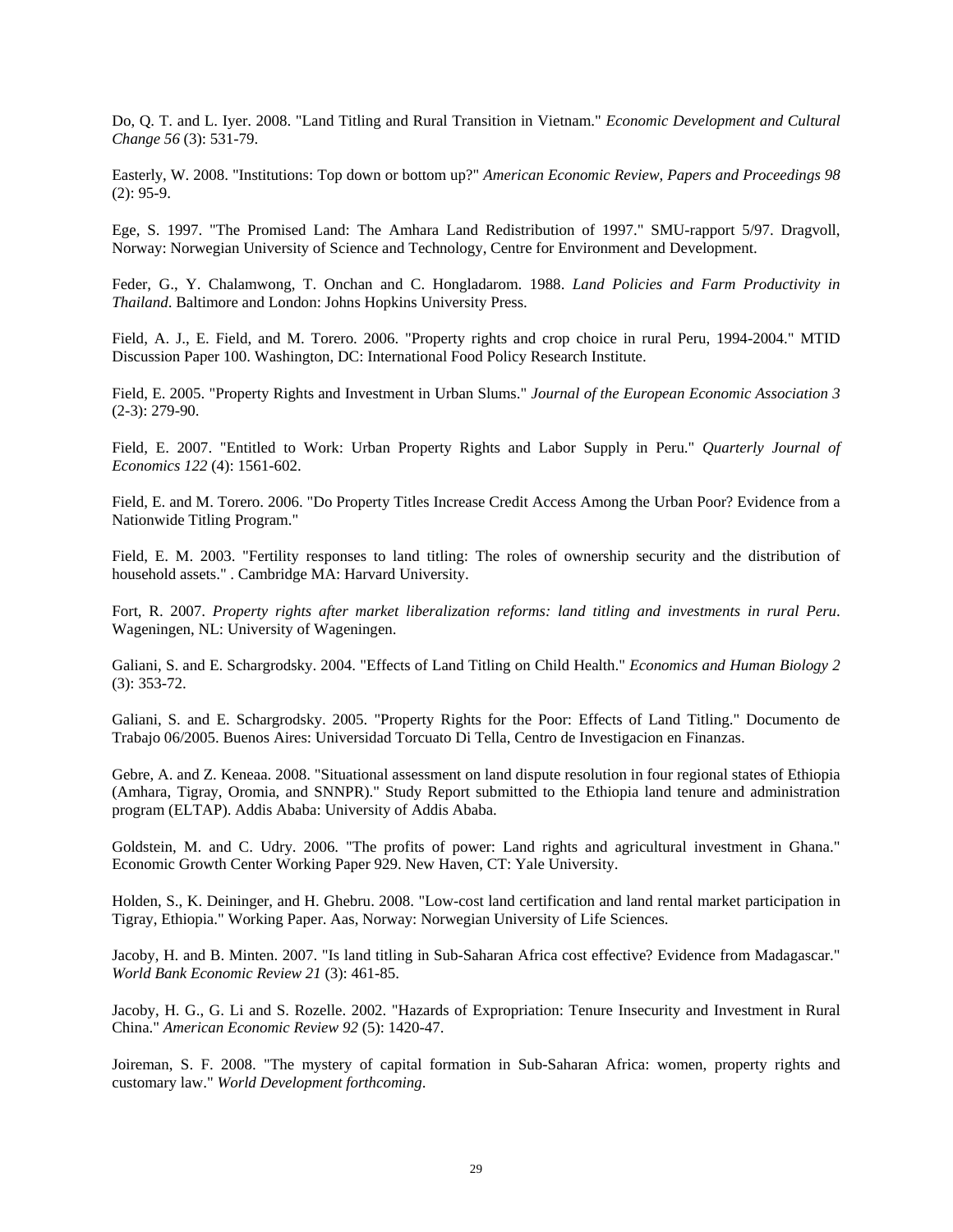Do, Q. T. and L. Iyer. 2008. "Land Titling and Rural Transition in Vietnam." *Economic Development and Cultural Change 56* (3): 531-79.

Easterly, W. 2008. "Institutions: Top down or bottom up?" *American Economic Review, Papers and Proceedings 98* (2): 95-9.

Ege, S. 1997. "The Promised Land: The Amhara Land Redistribution of 1997." SMU-rapport 5/97. Dragvoll, Norway: Norwegian University of Science and Technology, Centre for Environment and Development.

Feder, G., Y. Chalamwong, T. Onchan and C. Hongladarom. 1988. *Land Policies and Farm Productivity in Thailand*. Baltimore and London: Johns Hopkins University Press.

Field, A. J., E. Field, and M. Torero. 2006. "Property rights and crop choice in rural Peru, 1994-2004." MTID Discussion Paper 100. Washington, DC: International Food Policy Research Institute.

Field, E. 2005. "Property Rights and Investment in Urban Slums." *Journal of the European Economic Association 3* (2-3): 279-90.

Field, E. 2007. "Entitled to Work: Urban Property Rights and Labor Supply in Peru." *Quarterly Journal of Economics 122* (4): 1561-602.

Field, E. and M. Torero. 2006. "Do Property Titles Increase Credit Access Among the Urban Poor? Evidence from a Nationwide Titling Program."

Field, E. M. 2003. "Fertility responses to land titling: The roles of ownership security and the distribution of household assets." . Cambridge MA: Harvard University.

Fort, R. 2007. *Property rights after market liberalization reforms: land titling and investments in rural Peru*. Wageningen, NL: University of Wageningen.

Galiani, S. and E. Schargrodsky. 2004. "Effects of Land Titling on Child Health." *Economics and Human Biology 2* (3): 353-72.

Galiani, S. and E. Schargrodsky. 2005. "Property Rights for the Poor: Effects of Land Titling." Documento de Trabajo 06/2005. Buenos Aires: Universidad Torcuato Di Tella, Centro de Investigacion en Finanzas.

Gebre, A. and Z. Keneaa. 2008. "Situational assessment on land dispute resolution in four regional states of Ethiopia (Amhara, Tigray, Oromia, and SNNPR)." Study Report submitted to the Ethiopia land tenure and administration program (ELTAP). Addis Ababa: University of Addis Ababa.

Goldstein, M. and C. Udry. 2006. "The profits of power: Land rights and agricultural investment in Ghana." Economic Growth Center Working Paper 929. New Haven, CT: Yale University.

Holden, S., K. Deininger, and H. Ghebru. 2008. "Low-cost land certification and land rental market participation in Tigray, Ethiopia." Working Paper. Aas, Norway: Norwegian University of Life Sciences.

Jacoby, H. and B. Minten. 2007. "Is land titling in Sub-Saharan Africa cost effective? Evidence from Madagascar." *World Bank Economic Review 21* (3): 461-85.

Jacoby, H. G., G. Li and S. Rozelle. 2002. "Hazards of Expropriation: Tenure Insecurity and Investment in Rural China." *American Economic Review 92* (5): 1420-47.

Joireman, S. F. 2008. "The mystery of capital formation in Sub-Saharan Africa: women, property rights and customary law." *World Development forthcoming*.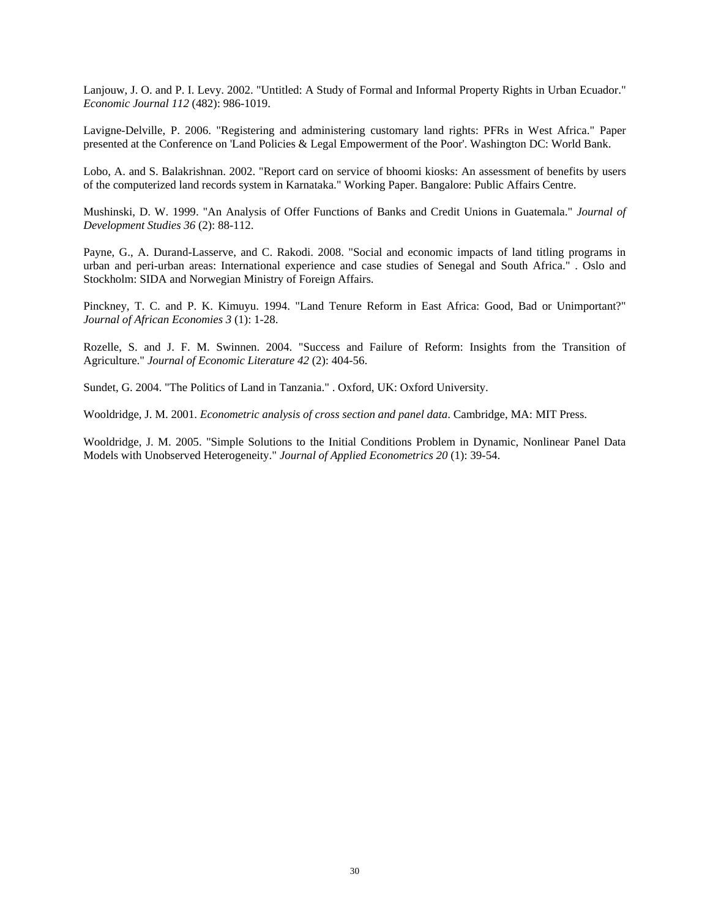Lanjouw, J. O. and P. I. Levy. 2002. "Untitled: A Study of Formal and Informal Property Rights in Urban Ecuador." *Economic Journal 112* (482): 986-1019.

Lavigne-Delville, P. 2006. "Registering and administering customary land rights: PFRs in West Africa." Paper presented at the Conference on 'Land Policies & Legal Empowerment of the Poor'. Washington DC: World Bank.

Lobo, A. and S. Balakrishnan. 2002. "Report card on service of bhoomi kiosks: An assessment of benefits by users of the computerized land records system in Karnataka." Working Paper. Bangalore: Public Affairs Centre.

Mushinski, D. W. 1999. "An Analysis of Offer Functions of Banks and Credit Unions in Guatemala." *Journal of Development Studies 36* (2): 88-112.

Payne, G., A. Durand-Lasserve, and C. Rakodi. 2008. "Social and economic impacts of land titling programs in urban and peri-urban areas: International experience and case studies of Senegal and South Africa." . Oslo and Stockholm: SIDA and Norwegian Ministry of Foreign Affairs.

Pinckney, T. C. and P. K. Kimuyu. 1994. "Land Tenure Reform in East Africa: Good, Bad or Unimportant?" *Journal of African Economies 3* (1): 1-28.

Rozelle, S. and J. F. M. Swinnen. 2004. "Success and Failure of Reform: Insights from the Transition of Agriculture." *Journal of Economic Literature 42* (2): 404-56.

Sundet, G. 2004. "The Politics of Land in Tanzania." . Oxford, UK: Oxford University.

Wooldridge, J. M. 2001. *Econometric analysis of cross section and panel data*. Cambridge, MA: MIT Press.

Wooldridge, J. M. 2005. "Simple Solutions to the Initial Conditions Problem in Dynamic, Nonlinear Panel Data Models with Unobserved Heterogeneity." *Journal of Applied Econometrics 20* (1): 39-54.